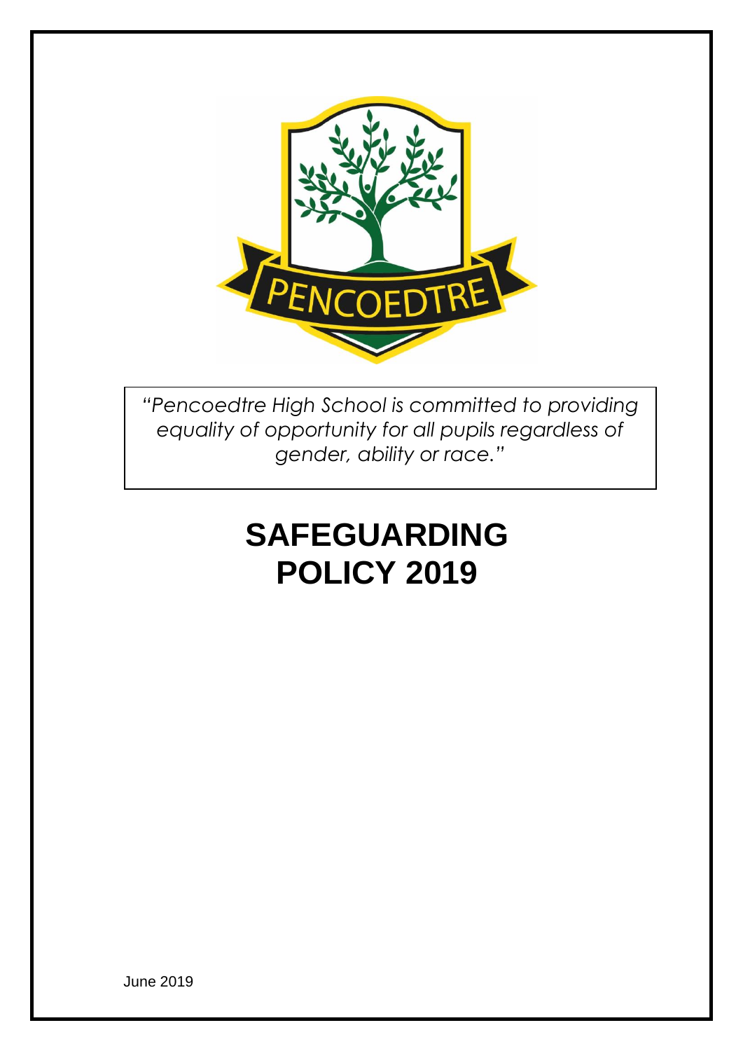PENCOEDTRE

*"Pencoedtre High School is committed to providing equality of opportunity for all pupils regardless of gender, ability or race."*

# SAFEGUARDING POLICY 2019

June 2019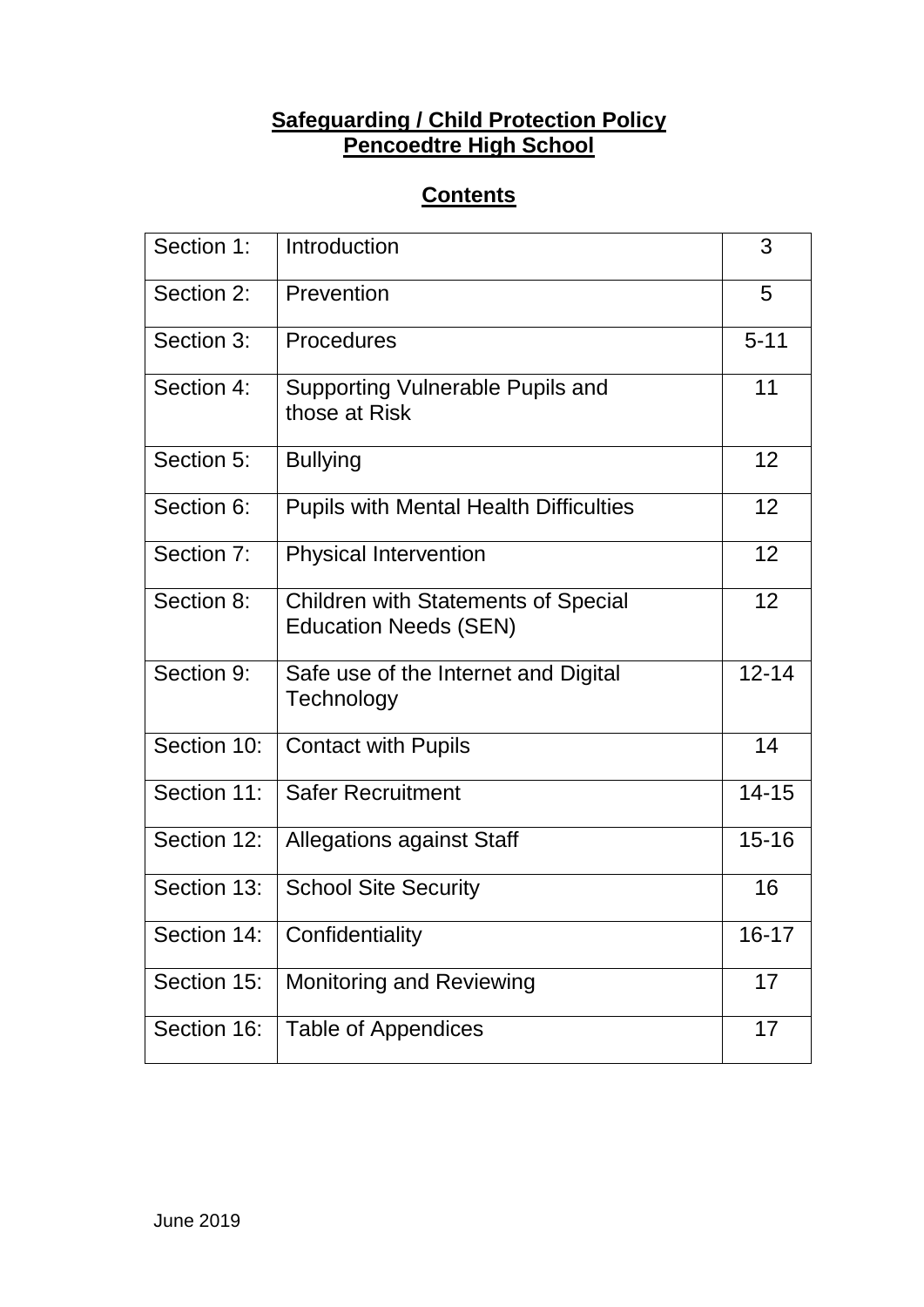**Safeguarding / Child Protection Policy**
**Pencoedtre High School**

**Contents**

| | | |
|---|---|---|
| Section 1: | Introduction | 3 |
| Section 2: | Prevention | 5 |
| Section 3: | Procedures | 5-11 |
| Section 4: | Supporting Vulnerable Pupils and those at Risk | 11 |
| Section 5: | Bullying | 12 |
| Section 6: | Pupils with Mental Health Difficulties | 12 |
| Section 7: | Physical Intervention | 12 |
| Section 8: | Children with Statements of Special Education Needs (SEN) | 12 |
| Section 9: | Safe use of the Internet and Digital Technology | 12-14 |
| Section 10: | Contact with Pupils | 14 |
| Section 11: | Safer Recruitment | 14-15 |
| Section 12: | Allegations against Staff | 15-16 |
| Section 13: | School Site Security | 16 |
| Section 14: | Confidentiality | 16-17 |
| Section 15: | Monitoring and Reviewing | 17 |
| Section 16: | Table of Appendices | 17 |

June 2019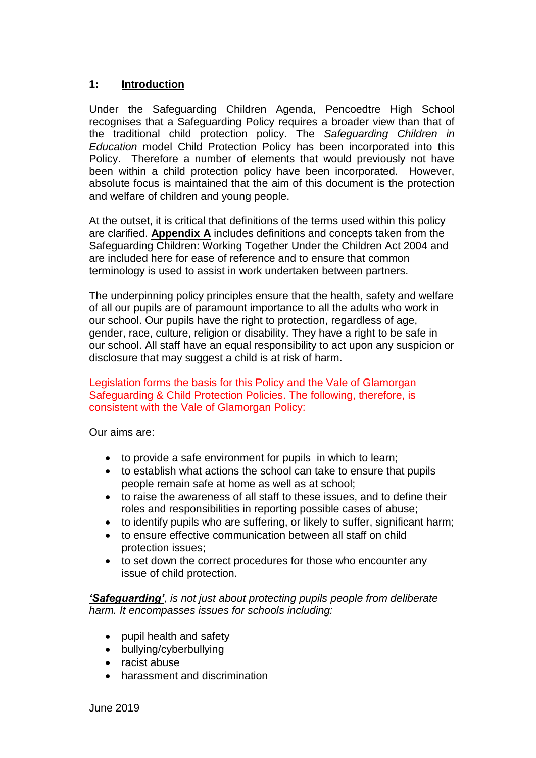## 1: **Introduction**

Under the Safeguarding Children Agenda, Pencoedtre High School recognises that a Safeguarding Policy requires a broader view than that of the traditional child protection policy. The *Safeguarding Children in Education* model Child Protection Policy has been incorporated into this Policy. Therefore a number of elements that would previously not have been within a child protection policy have been incorporated. However, absolute focus is maintained that the aim of this document is the protection and welfare of children and young people.

At the outset, it is critical that definitions of the terms used within this policy are clarified. **Appendix A** includes definitions and concepts taken from the Safeguarding Children: Working Together Under the Children Act 2004 and are included here for ease of reference and to ensure that common terminology is used to assist in work undertaken between partners.

The underpinning policy principles ensure that the health, safety and welfare of all our pupils are of paramount importance to all the adults who work in our school. Our pupils have the right to protection, regardless of age, gender, race, culture, religion or disability. They have a right to be safe in our school. All staff have an equal responsibility to act upon any suspicion or disclosure that may suggest a child is at risk of harm.

Legislation forms the basis for this Policy and the Vale of Glamorgan Safeguarding & Child Protection Policies. The following, therefore, is consistent with the Vale of Glamorgan Policy:

Our aims are:

- to provide a safe environment for pupils in which to learn;
- to establish what actions the school can take to ensure that pupils people remain safe at home as well as at school;
- to raise the awareness of all staff to these issues, and to define their roles and responsibilities in reporting possible cases of abuse;
- to identify pupils who are suffering, or likely to suffer, significant harm;
- to ensure effective communication between all staff on child protection issues;
- to set down the correct procedures for those who encounter any issue of child protection.

***'Safeguarding'****, is not just about protecting pupils people from deliberate harm. It encompasses issues for schools including:*

- pupil health and safety
- bullying/cyberbullying
- racist abuse
- harassment and discrimination

June 2019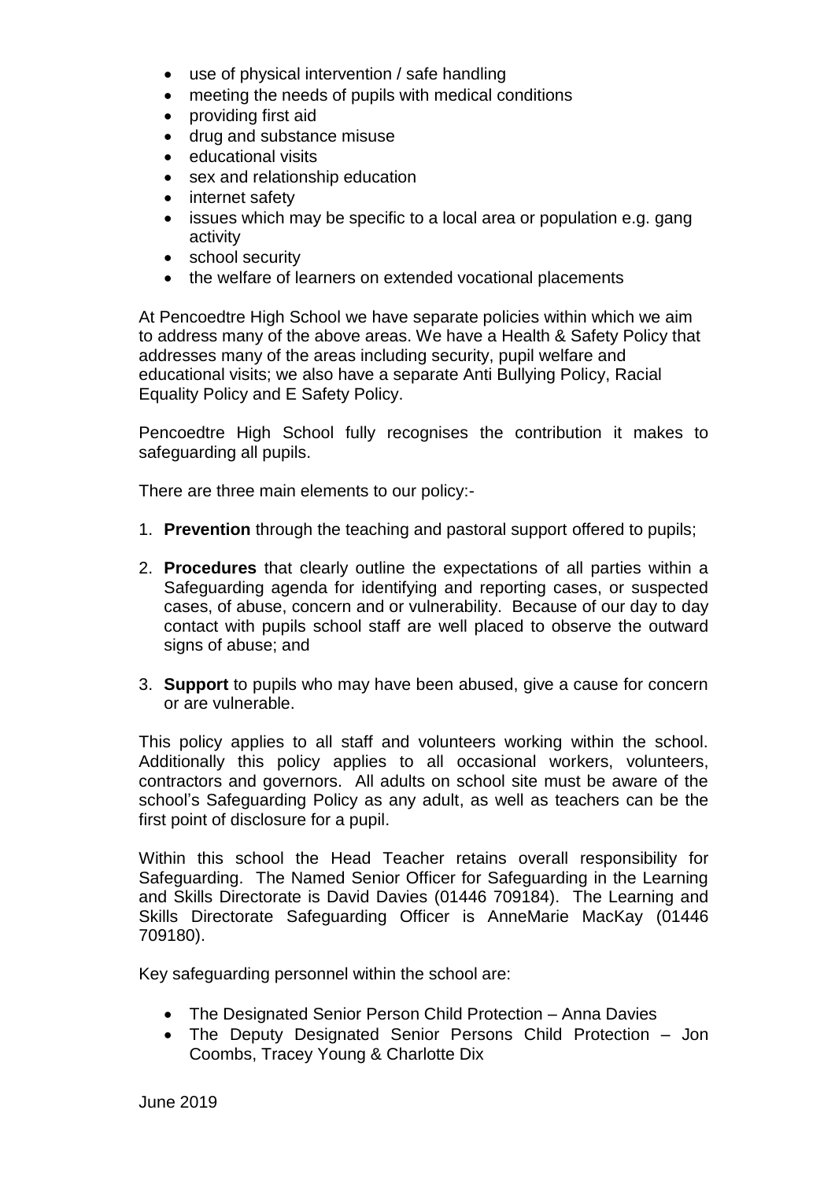- use of physical intervention / safe handling
- meeting the needs of pupils with medical conditions
- providing first aid
- drug and substance misuse
- educational visits
- sex and relationship education
- internet safety
- issues which may be specific to a local area or population e.g. gang activity
- school security
- the welfare of learners on extended vocational placements

At Pencoedtre High School we have separate policies within which we aim to address many of the above areas. We have a Health & Safety Policy that addresses many of the areas including security, pupil welfare and educational visits; we also have a separate Anti Bullying Policy, Racial Equality Policy and E Safety Policy.

Pencoedtre High School fully recognises the contribution it makes to safeguarding all pupils.

There are three main elements to our policy:-

1. **Prevention** through the teaching and pastoral support offered to pupils;

2. **Procedures** that clearly outline the expectations of all parties within a Safeguarding agenda for identifying and reporting cases, or suspected cases, of abuse, concern and or vulnerability. Because of our day to day contact with pupils school staff are well placed to observe the outward signs of abuse; and

3. **Support** to pupils who may have been abused, give a cause for concern or are vulnerable.

This policy applies to all staff and volunteers working within the school. Additionally this policy applies to all occasional workers, volunteers, contractors and governors. All adults on school site must be aware of the school's Safeguarding Policy as any adult, as well as teachers can be the first point of disclosure for a pupil.

Within this school the Head Teacher retains overall responsibility for Safeguarding. The Named Senior Officer for Safeguarding in the Learning and Skills Directorate is David Davies (01446 709184). The Learning and Skills Directorate Safeguarding Officer is AnneMarie MacKay (01446 709180).

Key safeguarding personnel within the school are:

- The Designated Senior Person Child Protection – Anna Davies
- The Deputy Designated Senior Persons Child Protection – Jon Coombs, Tracey Young & Charlotte Dix

June 2019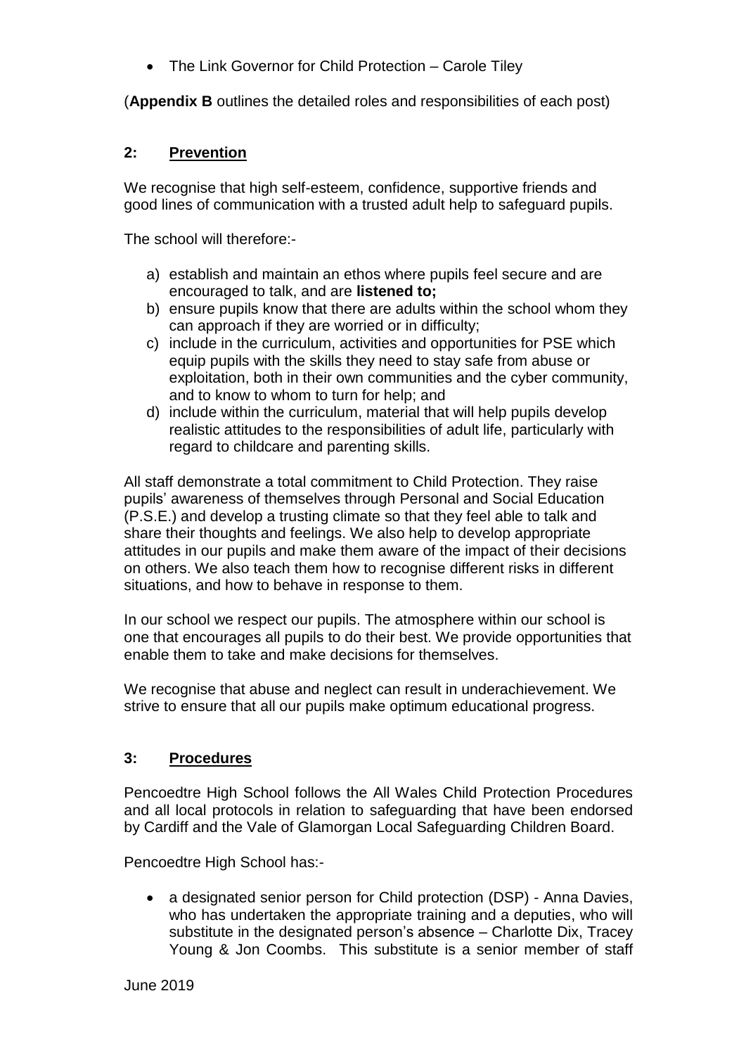- The Link Governor for Child Protection – Carole Tiley

(**Appendix B** outlines the detailed roles and responsibilities of each post)

## 2: Prevention

We recognise that high self-esteem, confidence, supportive friends and good lines of communication with a trusted adult help to safeguard pupils.

The school will therefore:-

a) establish and maintain an ethos where pupils feel secure and are encouraged to talk, and are **listened to;**
b) ensure pupils know that there are adults within the school whom they can approach if they are worried or in difficulty;
c) include in the curriculum, activities and opportunities for PSE which equip pupils with the skills they need to stay safe from abuse or exploitation, both in their own communities and the cyber community, and to know to whom to turn for help; and
d) include within the curriculum, material that will help pupils develop realistic attitudes to the responsibilities of adult life, particularly with regard to childcare and parenting skills.

All staff demonstrate a total commitment to Child Protection. They raise pupils' awareness of themselves through Personal and Social Education (P.S.E.) and develop a trusting climate so that they feel able to talk and share their thoughts and feelings. We also help to develop appropriate attitudes in our pupils and make them aware of the impact of their decisions on others. We also teach them how to recognise different risks in different situations, and how to behave in response to them.

In our school we respect our pupils. The atmosphere within our school is one that encourages all pupils to do their best. We provide opportunities that enable them to take and make decisions for themselves.

We recognise that abuse and neglect can result in underachievement. We strive to ensure that all our pupils make optimum educational progress.

## 3: Procedures

Pencoedtre High School follows the All Wales Child Protection Procedures and all local protocols in relation to safeguarding that have been endorsed by Cardiff and the Vale of Glamorgan Local Safeguarding Children Board.

Pencoedtre High School has:-

- a designated senior person for Child protection (DSP) - Anna Davies, who has undertaken the appropriate training and a deputies, who will substitute in the designated person's absence – Charlotte Dix, Tracey Young & Jon Coombs. This substitute is a senior member of staff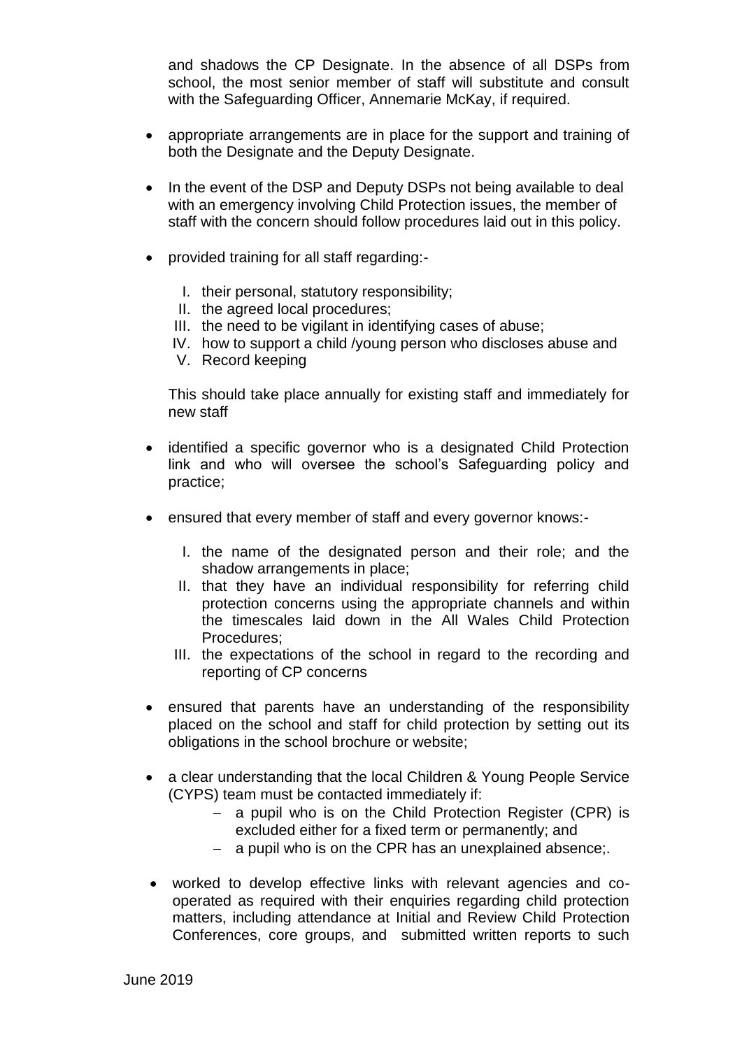and shadows the CP Designate. In the absence of all DSPs from school, the most senior member of staff will substitute and consult with the Safeguarding Officer, Annemarie McKay, if required.

- appropriate arrangements are in place for the support and training of both the Designate and the Deputy Designate.
- In the event of the DSP and Deputy DSPs not being available to deal with an emergency involving Child Protection issues, the member of staff with the concern should follow procedures laid out in this policy.
- provided training for all staff regarding:-

  I. their personal, statutory responsibility;
  II. the agreed local procedures;
  III. the need to be vigilant in identifying cases of abuse;
  IV. how to support a child /young person who discloses abuse and
  V. Record keeping

  This should take place annually for existing staff and immediately for new staff

- identified a specific governor who is a designated Child Protection link and who will oversee the school's Safeguarding policy and practice;
- ensured that every member of staff and every governor knows:-

  I. the name of the designated person and their role; and the shadow arrangements in place;
  II. that they have an individual responsibility for referring child protection concerns using the appropriate channels and within the timescales laid down in the All Wales Child Protection Procedures;
  III. the expectations of the school in regard to the recording and reporting of CP concerns

- ensured that parents have an understanding of the responsibility placed on the school and staff for child protection by setting out its obligations in the school brochure or website;
- a clear understanding that the local Children & Young People Service (CYPS) team must be contacted immediately if:
  - a pupil who is on the Child Protection Register (CPR) is excluded either for a fixed term or permanently; and
  - a pupil who is on the CPR has an unexplained absence;.
- worked to develop effective links with relevant agencies and co-operated as required with their enquiries regarding child protection matters, including attendance at Initial and Review Child Protection Conferences, core groups, and submitted written reports to such

June 2019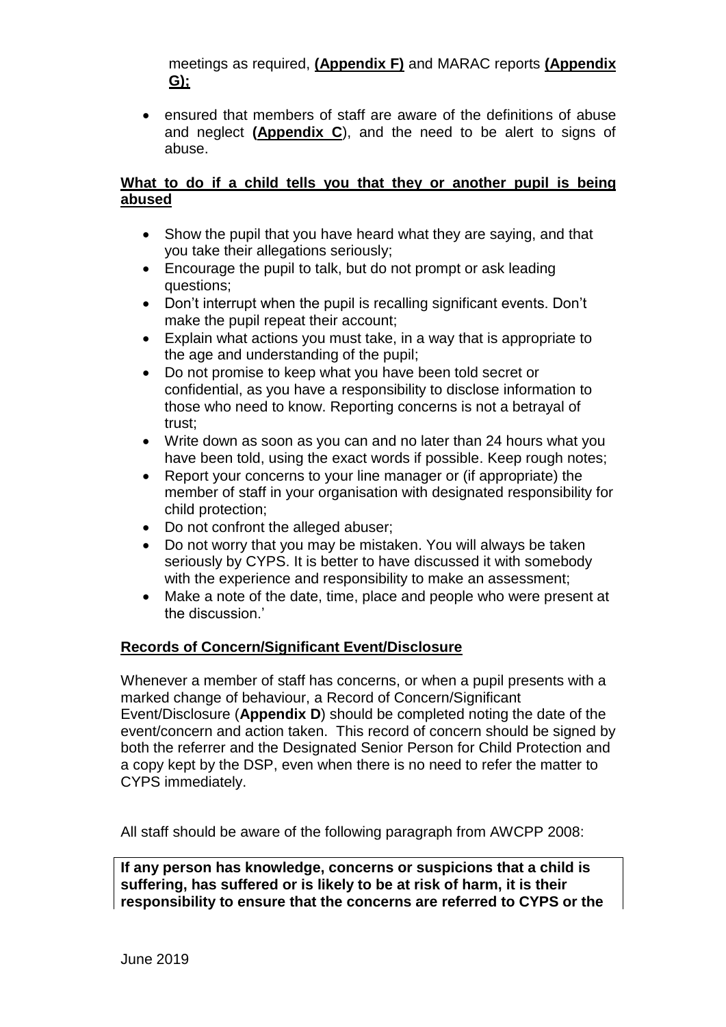meetings as required, **(Appendix F)** and MARAC reports **(Appendix G);**

- ensured that members of staff are aware of the definitions of abuse and neglect **(Appendix C**), and the need to be alert to signs of abuse.

**What to do if a child tells you that they or another pupil is being abused**

- Show the pupil that you have heard what they are saying, and that you take their allegations seriously;
- Encourage the pupil to talk, but do not prompt or ask leading questions;
- Don't interrupt when the pupil is recalling significant events. Don't make the pupil repeat their account;
- Explain what actions you must take, in a way that is appropriate to the age and understanding of the pupil;
- Do not promise to keep what you have been told secret or confidential, as you have a responsibility to disclose information to those who need to know. Reporting concerns is not a betrayal of trust;
- Write down as soon as you can and no later than 24 hours what you have been told, using the exact words if possible. Keep rough notes;
- Report your concerns to your line manager or (if appropriate) the member of staff in your organisation with designated responsibility for child protection;
- Do not confront the alleged abuser;
- Do not worry that you may be mistaken. You will always be taken seriously by CYPS. It is better to have discussed it with somebody with the experience and responsibility to make an assessment;
- Make a note of the date, time, place and people who were present at the discussion.'

**Records of Concern/Significant Event/Disclosure**

Whenever a member of staff has concerns, or when a pupil presents with a marked change of behaviour, a Record of Concern/Significant Event/Disclosure (**Appendix D**) should be completed noting the date of the event/concern and action taken. This record of concern should be signed by both the referrer and the Designated Senior Person for Child Protection and a copy kept by the DSP, even when there is no need to refer the matter to CYPS immediately.

All staff should be aware of the following paragraph from AWCPP 2008:

**If any person has knowledge, concerns or suspicions that a child is suffering, has suffered or is likely to be at risk of harm, it is their responsibility to ensure that the concerns are referred to CYPS or the**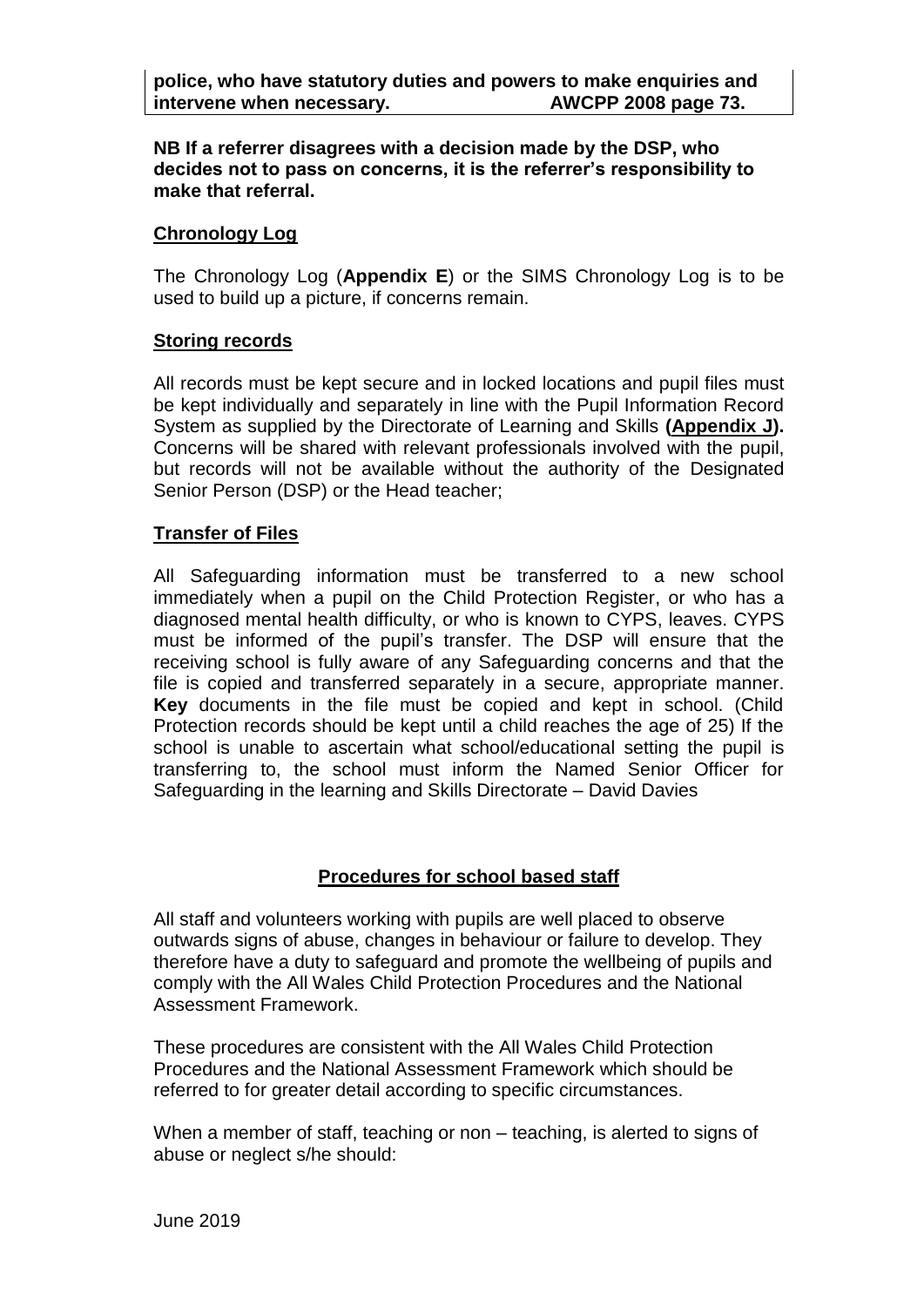**police, who have statutory duties and powers to make enquiries and intervene when necessary. AWCPP 2008 page 73.**

**NB If a referrer disagrees with a decision made by the DSP, who decides not to pass on concerns, it is the referrer's responsibility to make that referral.**

## Chronology Log

The Chronology Log (**Appendix E**) or the SIMS Chronology Log is to be used to build up a picture, if concerns remain.

## Storing records

All records must be kept secure and in locked locations and pupil files must be kept individually and separately in line with the Pupil Information Record System as supplied by the Directorate of Learning and Skills **(Appendix J).** Concerns will be shared with relevant professionals involved with the pupil, but records will not be available without the authority of the Designated Senior Person (DSP) or the Head teacher;

## Transfer of Files

All Safeguarding information must be transferred to a new school immediately when a pupil on the Child Protection Register, or who has a diagnosed mental health difficulty, or who is known to CYPS, leaves. CYPS must be informed of the pupil's transfer. The DSP will ensure that the receiving school is fully aware of any Safeguarding concerns and that the file is copied and transferred separately in a secure, appropriate manner. **Key** documents in the file must be copied and kept in school. (Child Protection records should be kept until a child reaches the age of 25) If the school is unable to ascertain what school/educational setting the pupil is transferring to, the school must inform the Named Senior Officer for Safeguarding in the learning and Skills Directorate – David Davies

## Procedures for school based staff

All staff and volunteers working with pupils are well placed to observe outwards signs of abuse, changes in behaviour or failure to develop. They therefore have a duty to safeguard and promote the wellbeing of pupils and comply with the All Wales Child Protection Procedures and the National Assessment Framework.

These procedures are consistent with the All Wales Child Protection Procedures and the National Assessment Framework which should be referred to for greater detail according to specific circumstances.

When a member of staff, teaching or non – teaching, is alerted to signs of abuse or neglect s/he should: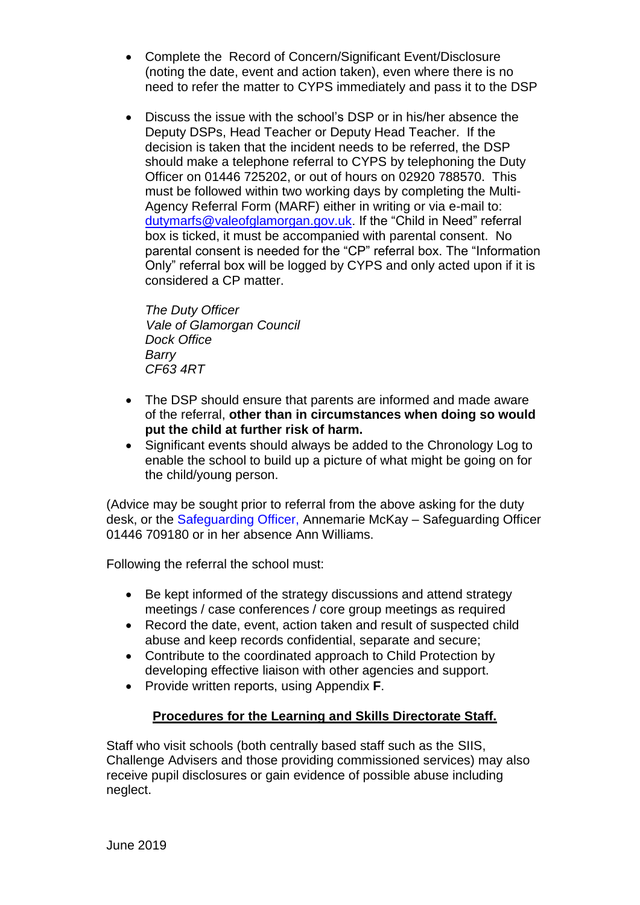- Complete the Record of Concern/Significant Event/Disclosure (noting the date, event and action taken), even where there is no need to refer the matter to CYPS immediately and pass it to the DSP

- Discuss the issue with the school's DSP or in his/her absence the Deputy DSPs, Head Teacher or Deputy Head Teacher. If the decision is taken that the incident needs to be referred, the DSP should make a telephone referral to CYPS by telephoning the Duty Officer on 01446 725202, or out of hours on 02920 788570. This must be followed within two working days by completing the Multi-Agency Referral Form (MARF) either in writing or via e-mail to: dutymarfs@valeofglamorgan.gov.uk. If the "Child in Need" referral box is ticked, it must be accompanied with parental consent. No parental consent is needed for the "CP" referral box. The "Information Only" referral box will be logged by CYPS and only acted upon if it is considered a CP matter.

  *The Duty Officer*
  *Vale of Glamorgan Council*
  *Dock Office*
  *Barry*
  *CF63 4RT*

- The DSP should ensure that parents are informed and made aware of the referral, **other than in circumstances when doing so would put the child at further risk of harm.**
- Significant events should always be added to the Chronology Log to enable the school to build up a picture of what might be going on for the child/young person.

(Advice may be sought prior to referral from the above asking for the duty desk, or the Safeguarding Officer, Annemarie McKay – Safeguarding Officer 01446 709180 or in her absence Ann Williams.

Following the referral the school must:

- Be kept informed of the strategy discussions and attend strategy meetings / case conferences / core group meetings as required
- Record the date, event, action taken and result of suspected child abuse and keep records confidential, separate and secure;
- Contribute to the coordinated approach to Child Protection by developing effective liaison with other agencies and support.
- Provide written reports, using Appendix **F**.

## Procedures for the Learning and Skills Directorate Staff.

Staff who visit schools (both centrally based staff such as the SIIS, Challenge Advisers and those providing commissioned services) may also receive pupil disclosures or gain evidence of possible abuse including neglect.

June 2019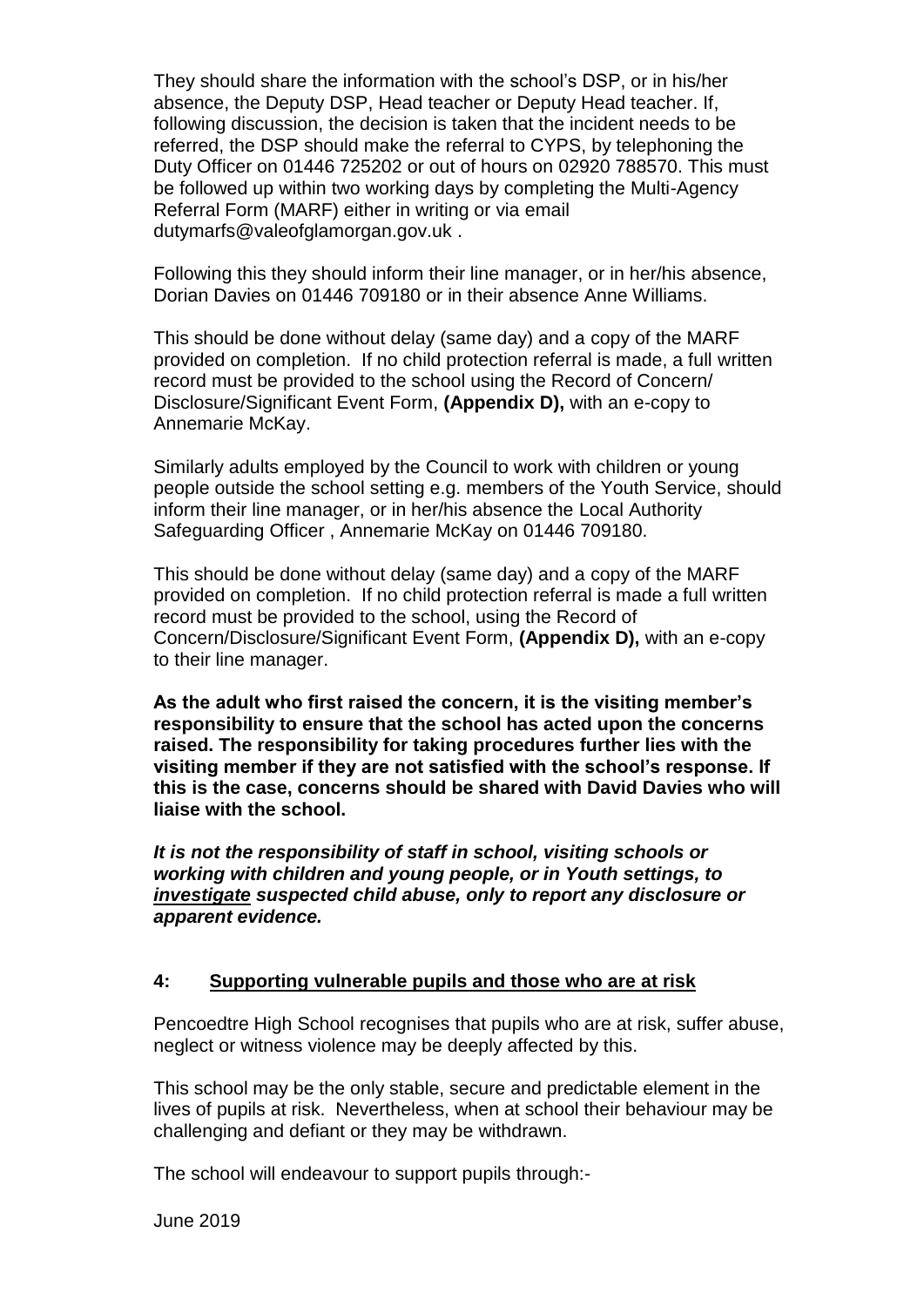They should share the information with the school's DSP, or in his/her absence, the Deputy DSP, Head teacher or Deputy Head teacher. If, following discussion, the decision is taken that the incident needs to be referred, the DSP should make the referral to CYPS, by telephoning the Duty Officer on 01446 725202 or out of hours on 02920 788570. This must be followed up within two working days by completing the Multi-Agency Referral Form (MARF) either in writing or via email dutymarfs@valeofglamorgan.gov.uk .

Following this they should inform their line manager, or in her/his absence, Dorian Davies on 01446 709180 or in their absence Anne Williams.

This should be done without delay (same day) and a copy of the MARF provided on completion. If no child protection referral is made, a full written record must be provided to the school using the Record of Concern/ Disclosure/Significant Event Form, **(Appendix D),** with an e-copy to Annemarie McKay.

Similarly adults employed by the Council to work with children or young people outside the school setting e.g. members of the Youth Service, should inform their line manager, or in her/his absence the Local Authority Safeguarding Officer , Annemarie McKay on 01446 709180.

This should be done without delay (same day) and a copy of the MARF provided on completion. If no child protection referral is made a full written record must be provided to the school, using the Record of Concern/Disclosure/Significant Event Form, **(Appendix D),** with an e-copy to their line manager.

**As the adult who first raised the concern, it is the visiting member's responsibility to ensure that the school has acted upon the concerns raised. The responsibility for taking procedures further lies with the visiting member if they are not satisfied with the school's response. If this is the case, concerns should be shared with David Davies who will liaise with the school.**

***It is not the responsibility of staff in school, visiting schools or working with children and young people, or in Youth settings, to investigate suspected child abuse, only to report any disclosure or apparent evidence.***

## 4: Supporting vulnerable pupils and those who are at risk

Pencoedtre High School recognises that pupils who are at risk, suffer abuse, neglect or witness violence may be deeply affected by this.

This school may be the only stable, secure and predictable element in the lives of pupils at risk. Nevertheless, when at school their behaviour may be challenging and defiant or they may be withdrawn.

The school will endeavour to support pupils through:-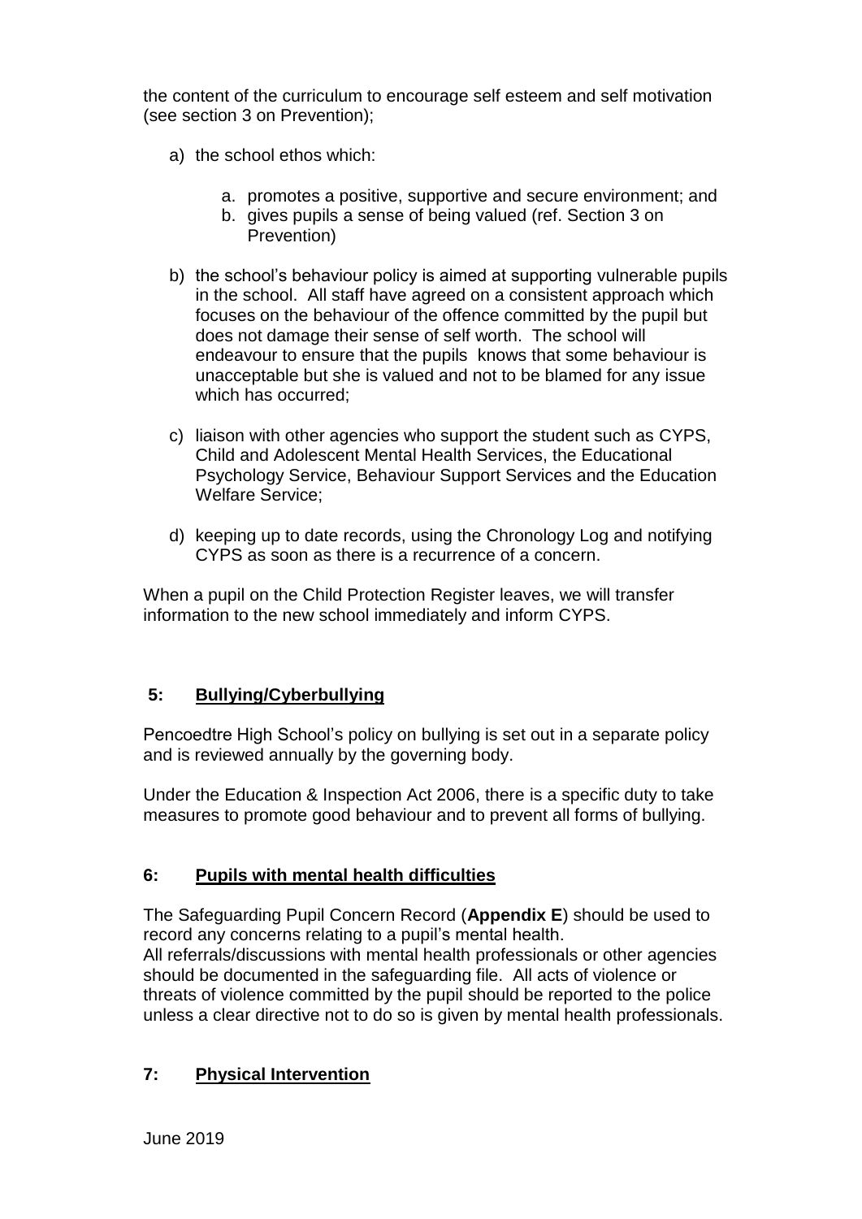the content of the curriculum to encourage self esteem and self motivation (see section 3 on Prevention);

a) the school ethos which:

    a. promotes a positive, supportive and secure environment; and
    b. gives pupils a sense of being valued (ref. Section 3 on Prevention)

b) the school's behaviour policy is aimed at supporting vulnerable pupils in the school. All staff have agreed on a consistent approach which focuses on the behaviour of the offence committed by the pupil but does not damage their sense of self worth. The school will endeavour to ensure that the pupils knows that some behaviour is unacceptable but she is valued and not to be blamed for any issue which has occurred;

c) liaison with other agencies who support the student such as CYPS, Child and Adolescent Mental Health Services, the Educational Psychology Service, Behaviour Support Services and the Education Welfare Service;

d) keeping up to date records, using the Chronology Log and notifying CYPS as soon as there is a recurrence of a concern.

When a pupil on the Child Protection Register leaves, we will transfer information to the new school immediately and inform CYPS.

## 5: Bullying/Cyberbullying

Pencoedtre High School's policy on bullying is set out in a separate policy and is reviewed annually by the governing body.

Under the Education & Inspection Act 2006, there is a specific duty to take measures to promote good behaviour and to prevent all forms of bullying.

## 6: Pupils with mental health difficulties

The Safeguarding Pupil Concern Record (**Appendix E**) should be used to record any concerns relating to a pupil's mental health.
All referrals/discussions with mental health professionals or other agencies should be documented in the safeguarding file. All acts of violence or threats of violence committed by the pupil should be reported to the police unless a clear directive not to do so is given by mental health professionals.

## 7: Physical Intervention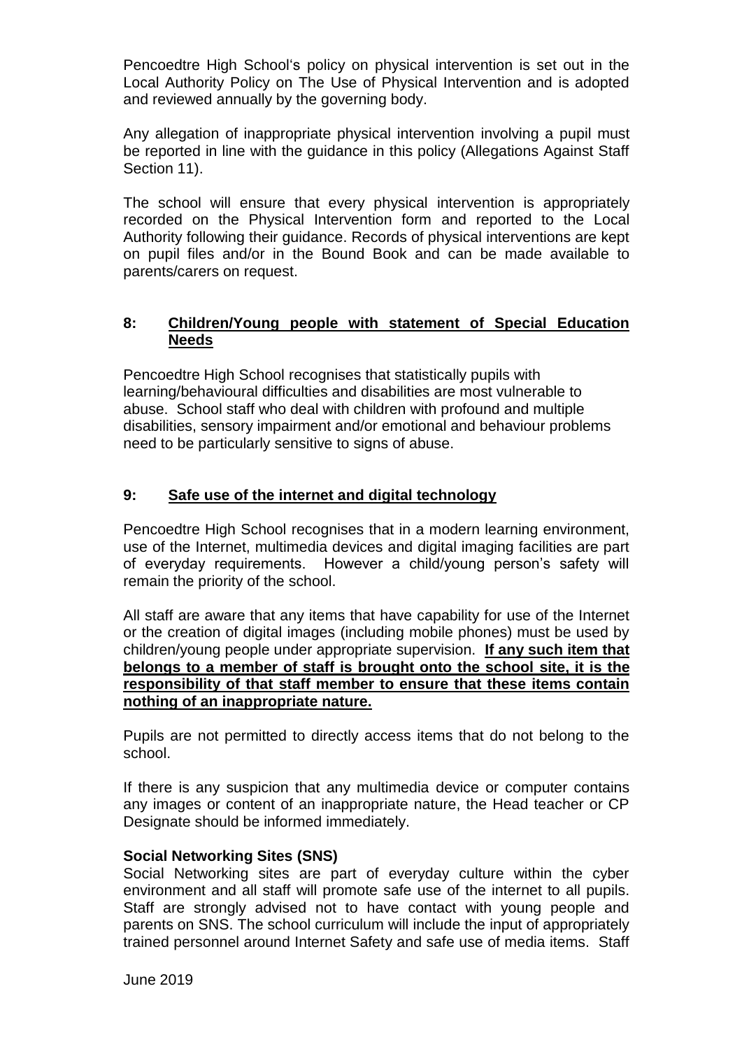Pencoedtre High School's policy on physical intervention is set out in the Local Authority Policy on The Use of Physical Intervention and is adopted and reviewed annually by the governing body.

Any allegation of inappropriate physical intervention involving a pupil must be reported in line with the guidance in this policy (Allegations Against Staff Section 11).

The school will ensure that every physical intervention is appropriately recorded on the Physical Intervention form and reported to the Local Authority following their guidance. Records of physical interventions are kept on pupil files and/or in the Bound Book and can be made available to parents/carers on request.

## 8: Children/Young people with statement of Special Education Needs

Pencoedtre High School recognises that statistically pupils with learning/behavioural difficulties and disabilities are most vulnerable to abuse. School staff who deal with children with profound and multiple disabilities, sensory impairment and/or emotional and behaviour problems need to be particularly sensitive to signs of abuse.

## 9: Safe use of the internet and digital technology

Pencoedtre High School recognises that in a modern learning environment, use of the Internet, multimedia devices and digital imaging facilities are part of everyday requirements. However a child/young person's safety will remain the priority of the school.

All staff are aware that any items that have capability for use of the Internet or the creation of digital images (including mobile phones) must be used by children/young people under appropriate supervision. **If any such item that belongs to a member of staff is brought onto the school site, it is the responsibility of that staff member to ensure that these items contain nothing of an inappropriate nature.**

Pupils are not permitted to directly access items that do not belong to the school.

If there is any suspicion that any multimedia device or computer contains any images or content of an inappropriate nature, the Head teacher or CP Designate should be informed immediately.

**Social Networking Sites (SNS)**

Social Networking sites are part of everyday culture within the cyber environment and all staff will promote safe use of the internet to all pupils. Staff are strongly advised not to have contact with young people and parents on SNS. The school curriculum will include the input of appropriately trained personnel around Internet Safety and safe use of media items. Staff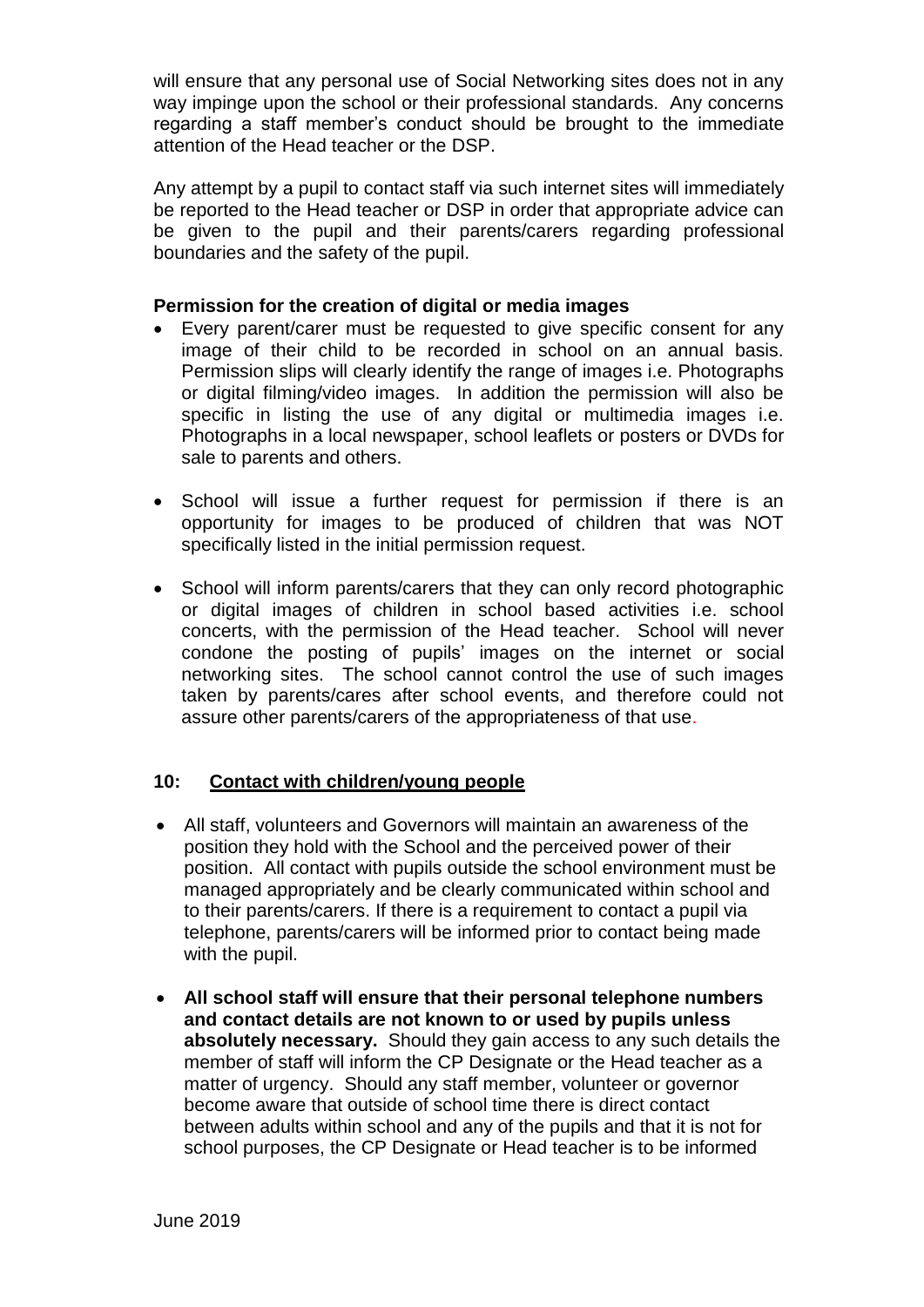will ensure that any personal use of Social Networking sites does not in any way impinge upon the school or their professional standards. Any concerns regarding a staff member's conduct should be brought to the immediate attention of the Head teacher or the DSP.

Any attempt by a pupil to contact staff via such internet sites will immediately be reported to the Head teacher or DSP in order that appropriate advice can be given to the pupil and their parents/carers regarding professional boundaries and the safety of the pupil.

**Permission for the creation of digital or media images**

- Every parent/carer must be requested to give specific consent for any image of their child to be recorded in school on an annual basis. Permission slips will clearly identify the range of images i.e. Photographs or digital filming/video images. In addition the permission will also be specific in listing the use of any digital or multimedia images i.e. Photographs in a local newspaper, school leaflets or posters or DVDs for sale to parents and others.
- School will issue a further request for permission if there is an opportunity for images to be produced of children that was NOT specifically listed in the initial permission request.
- School will inform parents/carers that they can only record photographic or digital images of children in school based activities i.e. school concerts, with the permission of the Head teacher. School will never condone the posting of pupils' images on the internet or social networking sites. The school cannot control the use of such images taken by parents/cares after school events, and therefore could not assure other parents/carers of the appropriateness of that use.

## 10: <u>Contact with children/young people</u>

- All staff, volunteers and Governors will maintain an awareness of the position they hold with the School and the perceived power of their position. All contact with pupils outside the school environment must be managed appropriately and be clearly communicated within school and to their parents/carers. If there is a requirement to contact a pupil via telephone, parents/carers will be informed prior to contact being made with the pupil.
- **All school staff will ensure that their personal telephone numbers and contact details are not known to or used by pupils unless absolutely necessary.** Should they gain access to any such details the member of staff will inform the CP Designate or the Head teacher as a matter of urgency. Should any staff member, volunteer or governor become aware that outside of school time there is direct contact between adults within school and any of the pupils and that it is not for school purposes, the CP Designate or Head teacher is to be informed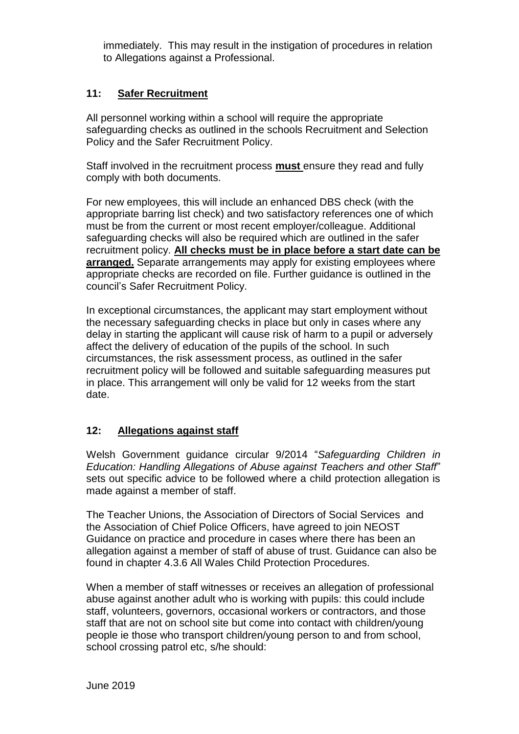immediately. This may result in the instigation of procedures in relation to Allegations against a Professional.

## 11: Safer Recruitment

All personnel working within a school will require the appropriate safeguarding checks as outlined in the schools Recruitment and Selection Policy and the Safer Recruitment Policy.

Staff involved in the recruitment process **must** ensure they read and fully comply with both documents.

For new employees, this will include an enhanced DBS check (with the appropriate barring list check) and two satisfactory references one of which must be from the current or most recent employer/colleague. Additional safeguarding checks will also be required which are outlined in the safer recruitment policy. **All checks must be in place before a start date can be arranged.** Separate arrangements may apply for existing employees where appropriate checks are recorded on file. Further guidance is outlined in the council's Safer Recruitment Policy.

In exceptional circumstances, the applicant may start employment without the necessary safeguarding checks in place but only in cases where any delay in starting the applicant will cause risk of harm to a pupil or adversely affect the delivery of education of the pupils of the school. In such circumstances, the risk assessment process, as outlined in the safer recruitment policy will be followed and suitable safeguarding measures put in place. This arrangement will only be valid for 12 weeks from the start date.

## 12: Allegations against staff

Welsh Government guidance circular 9/2014 "*Safeguarding Children in Education: Handling Allegations of Abuse against Teachers and other Staff*" sets out specific advice to be followed where a child protection allegation is made against a member of staff.

The Teacher Unions, the Association of Directors of Social Services and the Association of Chief Police Officers, have agreed to join NEOST Guidance on practice and procedure in cases where there has been an allegation against a member of staff of abuse of trust. Guidance can also be found in chapter 4.3.6 All Wales Child Protection Procedures.

When a member of staff witnesses or receives an allegation of professional abuse against another adult who is working with pupils: this could include staff, volunteers, governors, occasional workers or contractors, and those staff that are not on school site but come into contact with children/young people ie those who transport children/young person to and from school, school crossing patrol etc, s/he should: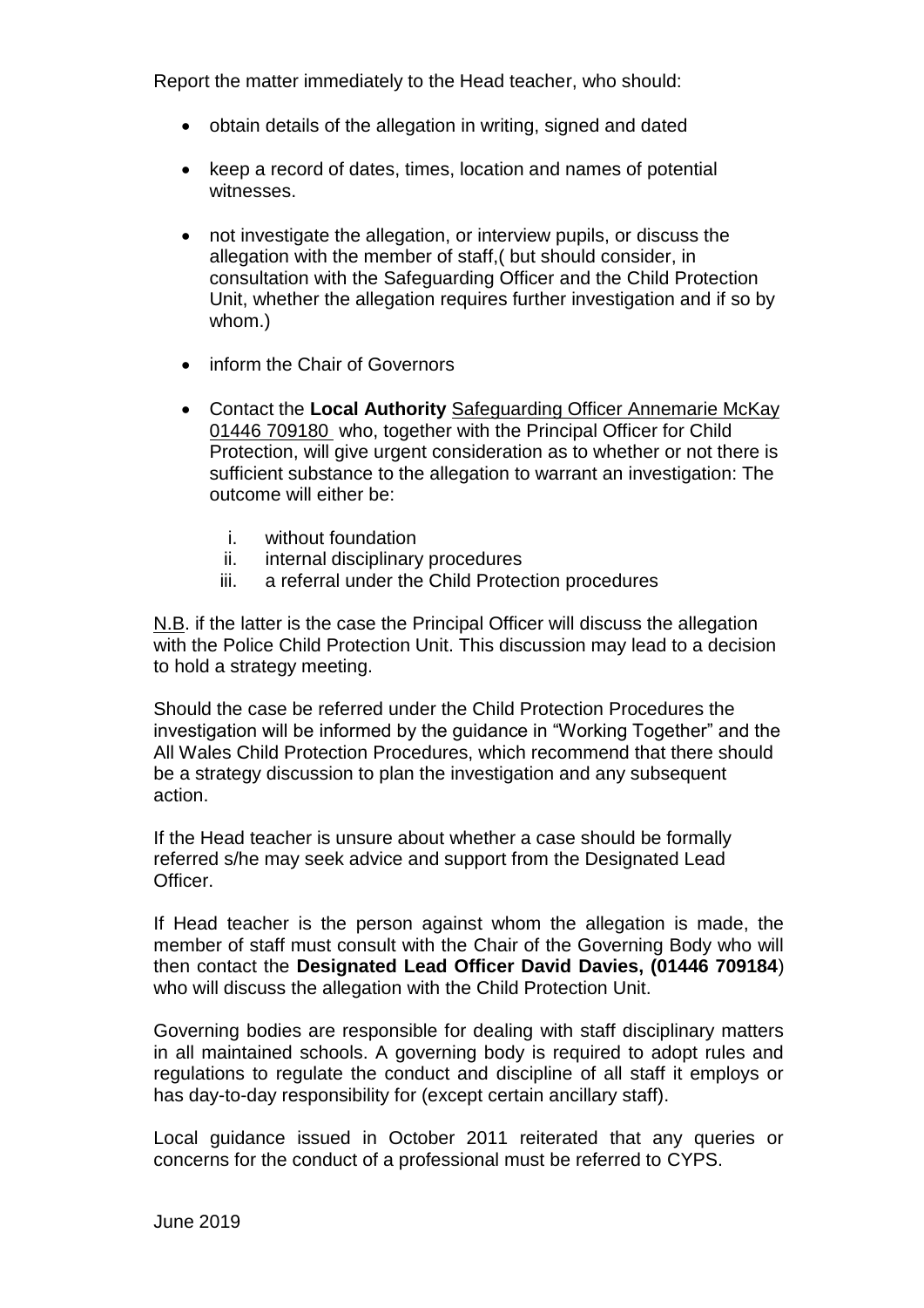Report the matter immediately to the Head teacher, who should:

- obtain details of the allegation in writing, signed and dated
- keep a record of dates, times, location and names of potential witnesses.
- not investigate the allegation, or interview pupils, or discuss the allegation with the member of staff,( but should consider, in consultation with the Safeguarding Officer and the Child Protection Unit, whether the allegation requires further investigation and if so by whom.)
- inform the Chair of Governors
- Contact the **Local Authority** Safeguarding Officer Annemarie McKay 01446 709180 who, together with the Principal Officer for Child Protection, will give urgent consideration as to whether or not there is sufficient substance to the allegation to warrant an investigation: The outcome will either be:
    i. without foundation
    ii. internal disciplinary procedures
    iii. a referral under the Child Protection procedures

N.B. if the latter is the case the Principal Officer will discuss the allegation with the Police Child Protection Unit. This discussion may lead to a decision to hold a strategy meeting.

Should the case be referred under the Child Protection Procedures the investigation will be informed by the guidance in "Working Together" and the All Wales Child Protection Procedures, which recommend that there should be a strategy discussion to plan the investigation and any subsequent action.

If the Head teacher is unsure about whether a case should be formally referred s/he may seek advice and support from the Designated Lead Officer.

If Head teacher is the person against whom the allegation is made, the member of staff must consult with the Chair of the Governing Body who will then contact the **Designated Lead Officer David Davies, (01446 709184**) who will discuss the allegation with the Child Protection Unit.

Governing bodies are responsible for dealing with staff disciplinary matters in all maintained schools. A governing body is required to adopt rules and regulations to regulate the conduct and discipline of all staff it employs or has day-to-day responsibility for (except certain ancillary staff).

Local guidance issued in October 2011 reiterated that any queries or concerns for the conduct of a professional must be referred to CYPS.

June 2019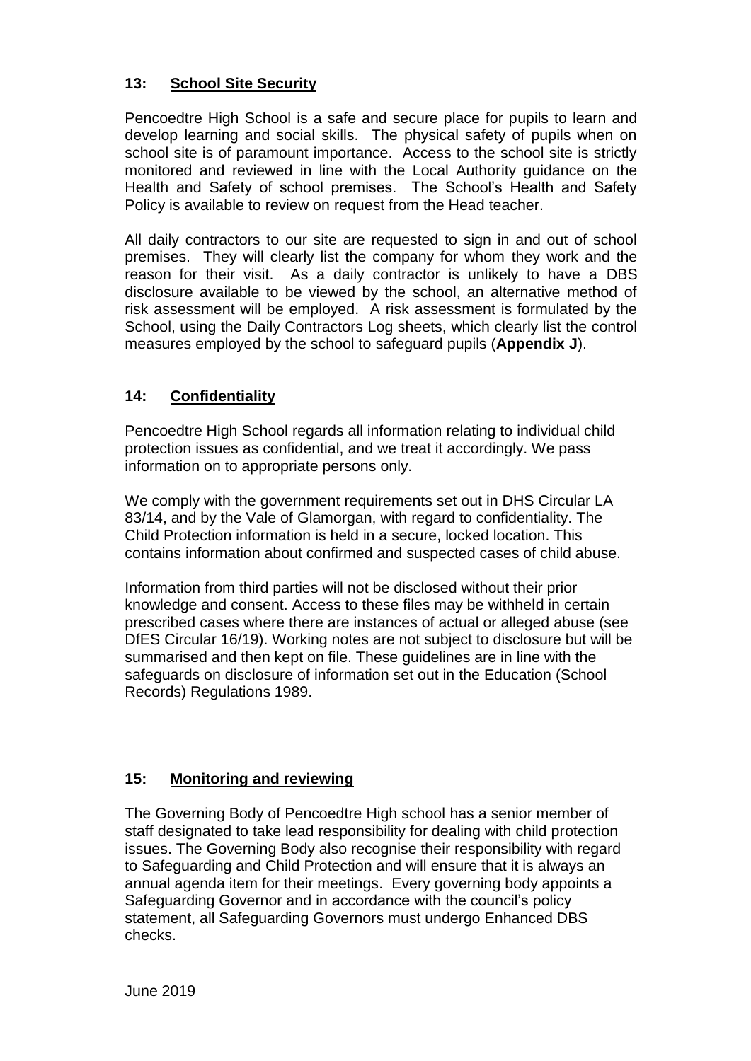## 13: School Site Security

Pencoedtre High School is a safe and secure place for pupils to learn and develop learning and social skills. The physical safety of pupils when on school site is of paramount importance. Access to the school site is strictly monitored and reviewed in line with the Local Authority guidance on the Health and Safety of school premises. The School's Health and Safety Policy is available to review on request from the Head teacher.

All daily contractors to our site are requested to sign in and out of school premises. They will clearly list the company for whom they work and the reason for their visit. As a daily contractor is unlikely to have a DBS disclosure available to be viewed by the school, an alternative method of risk assessment will be employed. A risk assessment is formulated by the School, using the Daily Contractors Log sheets, which clearly list the control measures employed by the school to safeguard pupils (**Appendix J**).

## 14: Confidentiality

Pencoedtre High School regards all information relating to individual child protection issues as confidential, and we treat it accordingly. We pass information on to appropriate persons only.

We comply with the government requirements set out in DHS Circular LA 83/14, and by the Vale of Glamorgan, with regard to confidentiality. The Child Protection information is held in a secure, locked location. This contains information about confirmed and suspected cases of child abuse.

Information from third parties will not be disclosed without their prior knowledge and consent. Access to these files may be withheld in certain prescribed cases where there are instances of actual or alleged abuse (see DfES Circular 16/19). Working notes are not subject to disclosure but will be summarised and then kept on file. These guidelines are in line with the safeguards on disclosure of information set out in the Education (School Records) Regulations 1989.

## 15: Monitoring and reviewing

The Governing Body of Pencoedtre High school has a senior member of staff designated to take lead responsibility for dealing with child protection issues. The Governing Body also recognise their responsibility with regard to Safeguarding and Child Protection and will ensure that it is always an annual agenda item for their meetings. Every governing body appoints a Safeguarding Governor and in accordance with the council's policy statement, all Safeguarding Governors must undergo Enhanced DBS checks.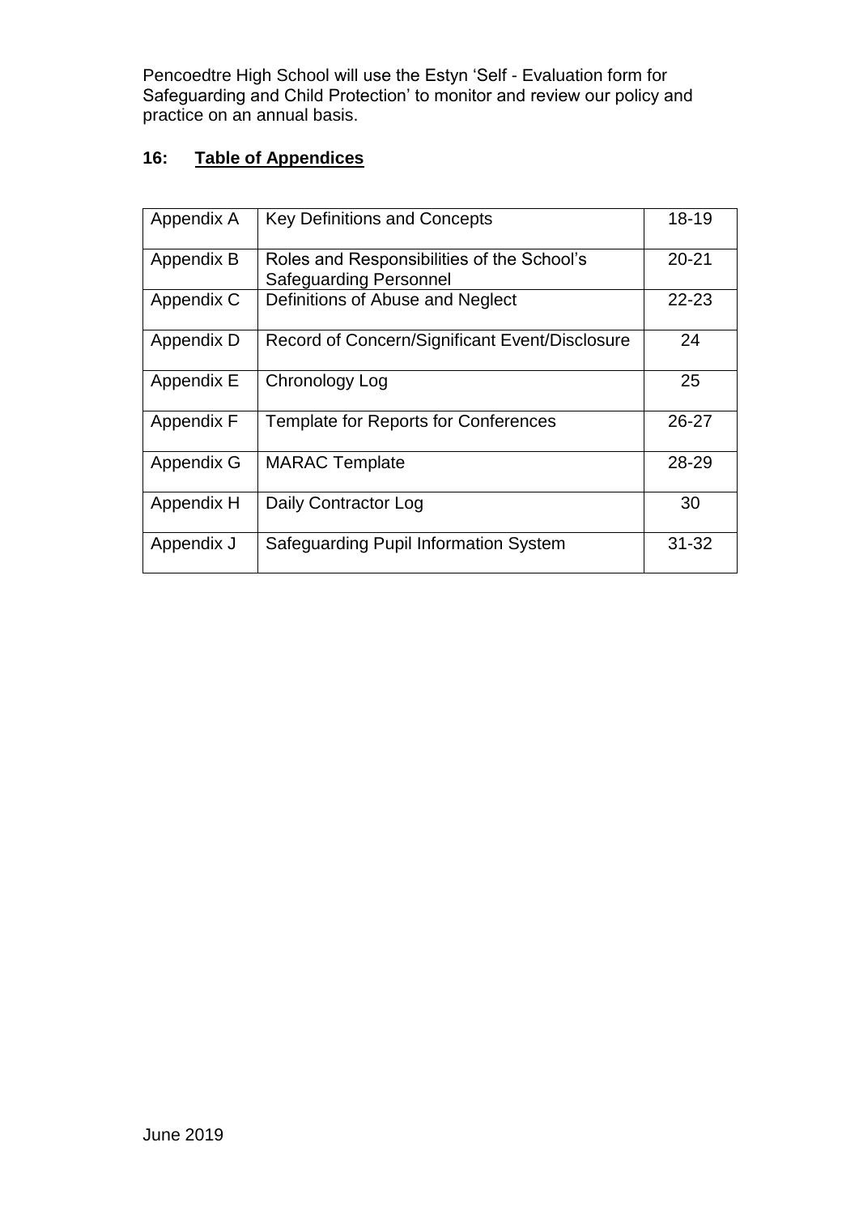Pencoedtre High School will use the Estyn 'Self - Evaluation form for Safeguarding and Child Protection' to monitor and review our policy and practice on an annual basis.

## 16: Table of Appendices

| | | |
|---|---|---|
| Appendix A | Key Definitions and Concepts | 18-19 |
| Appendix B | Roles and Responsibilities of the School's Safeguarding Personnel | 20-21 |
| Appendix C | Definitions of Abuse and Neglect | 22-23 |
| Appendix D | Record of Concern/Significant Event/Disclosure | 24 |
| Appendix E | Chronology Log | 25 |
| Appendix F | Template for Reports for Conferences | 26-27 |
| Appendix G | MARAC Template | 28-29 |
| Appendix H | Daily Contractor Log | 30 |
| Appendix J | Safeguarding Pupil Information System | 31-32 |

June 2019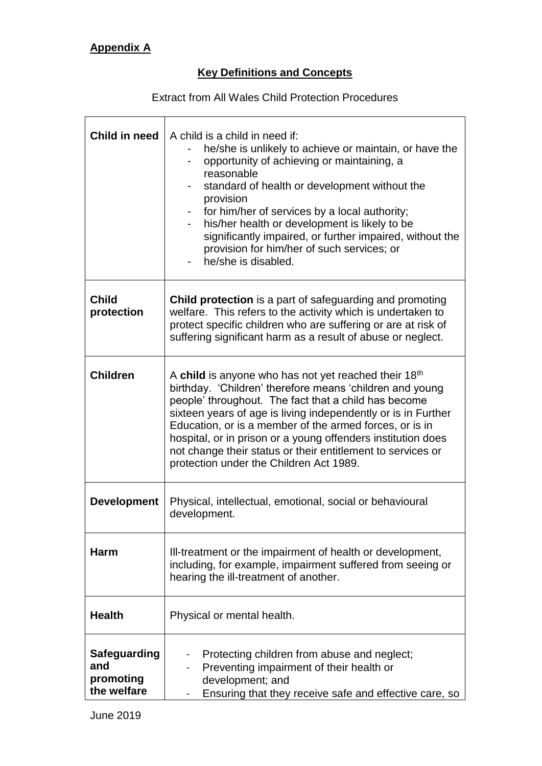**Appendix A**

**Key Definitions and Concepts**

Extract from All Wales Child Protection Procedures

| | |
|---|---|
| **Child in need** | A child is a child in need if:<br>- he/she is unlikely to achieve or maintain, or have the<br>- opportunity of achieving or maintaining, a reasonable<br>- standard of health or development without the provision<br>- for him/her of services by a local authority;<br>- his/her health or development is likely to be significantly impaired, or further impaired, without the provision for him/her of such services; or<br>- he/she is disabled. |
| **Child protection** | **Child protection** is a part of safeguarding and promoting welfare. This refers to the activity which is undertaken to protect specific children who are suffering or are at risk of suffering significant harm as a result of abuse or neglect. |
| **Children** | A **child** is anyone who has not yet reached their 18th birthday. 'Children' therefore means 'children and young people' throughout. The fact that a child has become sixteen years of age is living independently or is in Further Education, or is a member of the armed forces, or is in hospital, or in prison or a young offenders institution does not change their status or their entitlement to services or protection under the Children Act 1989. |
| **Development** | Physical, intellectual, emotional, social or behavioural development. |
| **Harm** | Ill-treatment or the impairment of health or development, including, for example, impairment suffered from seeing or hearing the ill-treatment of another. |
| **Health** | Physical or mental health. |
| **Safeguarding and promoting the welfare** | - Protecting children from abuse and neglect;<br>- Preventing impairment of their health or development; and<br>- Ensuring that they receive safe and effective care, so |

June 2019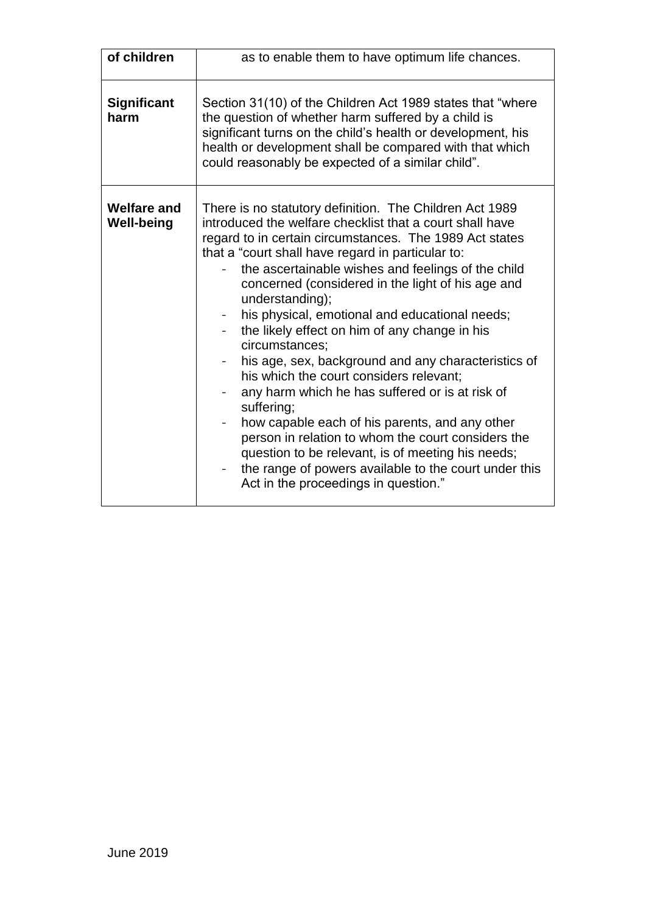| | |
|---|---|
| **of children** | as to enable them to have optimum life chances. |
| **Significant harm** | Section 31(10) of the Children Act 1989 states that "where the question of whether harm suffered by a child is significant turns on the child's health or development, his health or development shall be compared with that which could reasonably be expected of a similar child". |
| **Welfare and Well-being** | There is no statutory definition. The Children Act 1989 introduced the welfare checklist that a court shall have regard to in certain circumstances. The 1989 Act states that a "court shall have regard in particular to:<br>- the ascertainable wishes and feelings of the child concerned (considered in the light of his age and understanding);<br>- his physical, emotional and educational needs;<br>- the likely effect on him of any change in his circumstances;<br>- his age, sex, background and any characteristics of his which the court considers relevant;<br>- any harm which he has suffered or is at risk of suffering;<br>- how capable each of his parents, and any other person in relation to whom the court considers the question to be relevant, is of meeting his needs;<br>- the range of powers available to the court under this Act in the proceedings in question." |

June 2019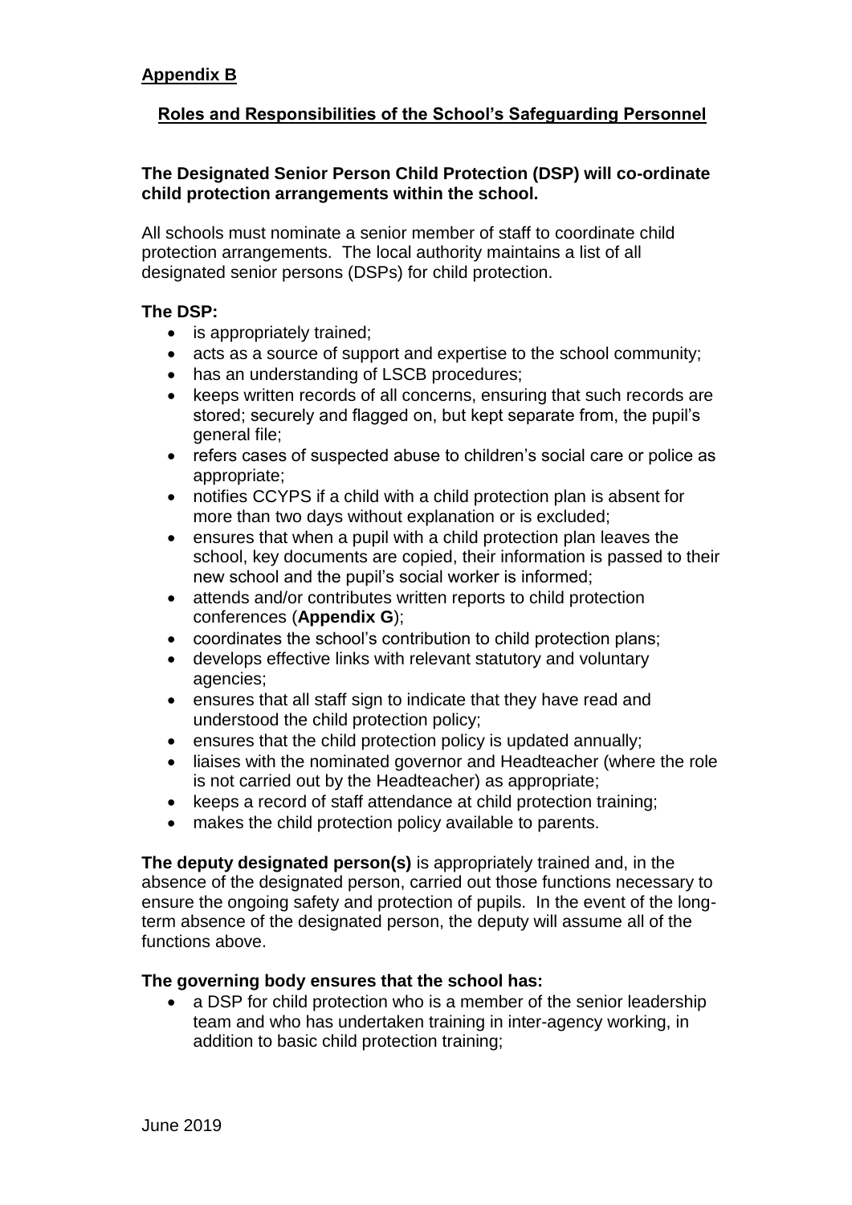## Appendix B

### Roles and Responsibilities of the School's Safeguarding Personnel

**The Designated Senior Person Child Protection (DSP) will co-ordinate child protection arrangements within the school.**

All schools must nominate a senior member of staff to coordinate child protection arrangements. The local authority maintains a list of all designated senior persons (DSPs) for child protection.

**The DSP:**

- is appropriately trained;
- acts as a source of support and expertise to the school community;
- has an understanding of LSCB procedures;
- keeps written records of all concerns, ensuring that such records are stored; securely and flagged on, but kept separate from, the pupil's general file;
- refers cases of suspected abuse to children's social care or police as appropriate;
- notifies CCYPS if a child with a child protection plan is absent for more than two days without explanation or is excluded;
- ensures that when a pupil with a child protection plan leaves the school, key documents are copied, their information is passed to their new school and the pupil's social worker is informed;
- attends and/or contributes written reports to child protection conferences (**Appendix G**);
- coordinates the school's contribution to child protection plans;
- develops effective links with relevant statutory and voluntary agencies;
- ensures that all staff sign to indicate that they have read and understood the child protection policy;
- ensures that the child protection policy is updated annually;
- liaises with the nominated governor and Headteacher (where the role is not carried out by the Headteacher) as appropriate;
- keeps a record of staff attendance at child protection training;
- makes the child protection policy available to parents.

**The deputy designated person(s)** is appropriately trained and, in the absence of the designated person, carried out those functions necessary to ensure the ongoing safety and protection of pupils. In the event of the long-term absence of the designated person, the deputy will assume all of the functions above.

**The governing body ensures that the school has:**

- a DSP for child protection who is a member of the senior leadership team and who has undertaken training in inter-agency working, in addition to basic child protection training;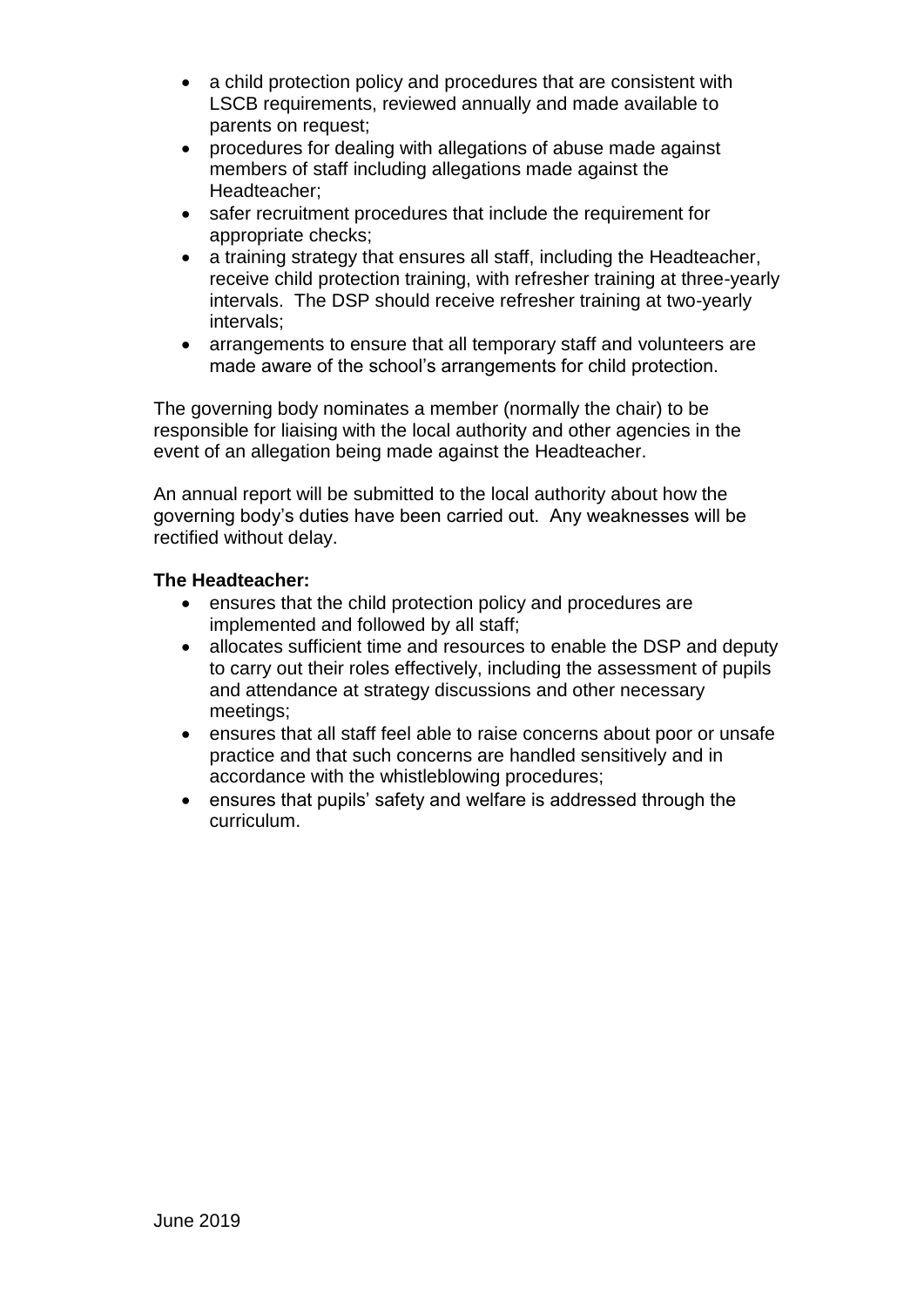- a child protection policy and procedures that are consistent with LSCB requirements, reviewed annually and made available to parents on request;
- procedures for dealing with allegations of abuse made against members of staff including allegations made against the Headteacher;
- safer recruitment procedures that include the requirement for appropriate checks;
- a training strategy that ensures all staff, including the Headteacher, receive child protection training, with refresher training at three-yearly intervals. The DSP should receive refresher training at two-yearly intervals;
- arrangements to ensure that all temporary staff and volunteers are made aware of the school's arrangements for child protection.

The governing body nominates a member (normally the chair) to be responsible for liaising with the local authority and other agencies in the event of an allegation being made against the Headteacher.

An annual report will be submitted to the local authority about how the governing body's duties have been carried out. Any weaknesses will be rectified without delay.

**The Headteacher:**

- ensures that the child protection policy and procedures are implemented and followed by all staff;
- allocates sufficient time and resources to enable the DSP and deputy to carry out their roles effectively, including the assessment of pupils and attendance at strategy discussions and other necessary meetings;
- ensures that all staff feel able to raise concerns about poor or unsafe practice and that such concerns are handled sensitively and in accordance with the whistleblowing procedures;
- ensures that pupils' safety and welfare is addressed through the curriculum.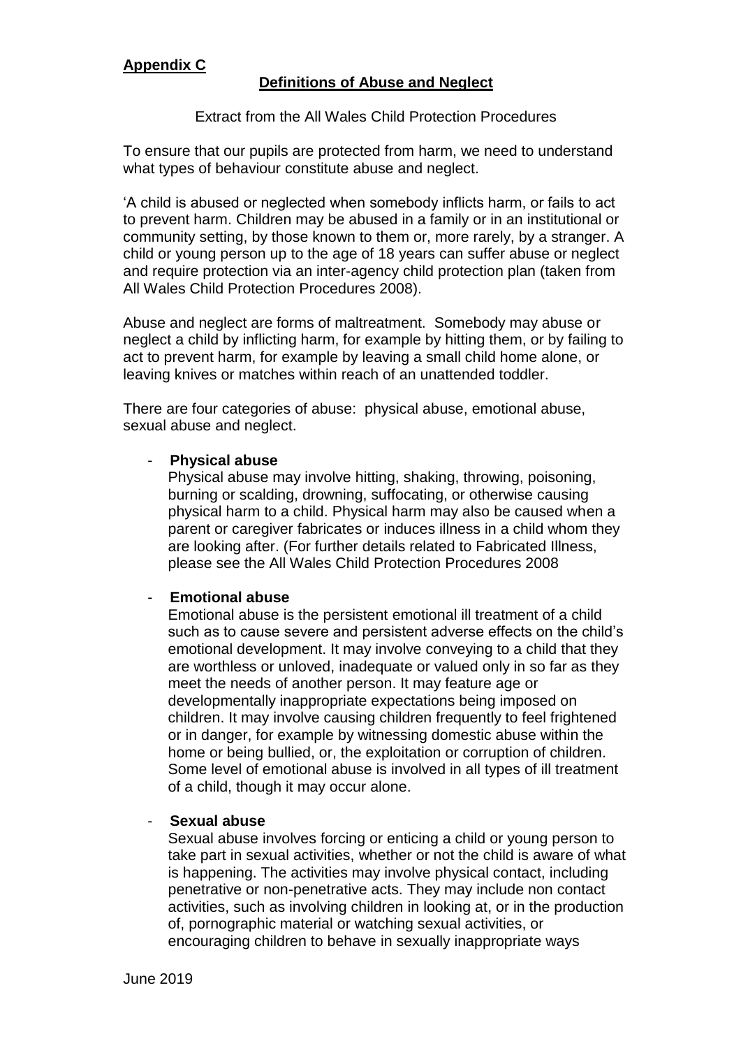**Appendix C**

**Definitions of Abuse and Neglect**

Extract from the All Wales Child Protection Procedures

To ensure that our pupils are protected from harm, we need to understand what types of behaviour constitute abuse and neglect.

'A child is abused or neglected when somebody inflicts harm, or fails to act to prevent harm. Children may be abused in a family or in an institutional or community setting, by those known to them or, more rarely, by a stranger. A child or young person up to the age of 18 years can suffer abuse or neglect and require protection via an inter-agency child protection plan (taken from All Wales Child Protection Procedures 2008).

Abuse and neglect are forms of maltreatment. Somebody may abuse or neglect a child by inflicting harm, for example by hitting them, or by failing to act to prevent harm, for example by leaving a small child home alone, or leaving knives or matches within reach of an unattended toddler.

There are four categories of abuse: physical abuse, emotional abuse, sexual abuse and neglect.

- **Physical abuse**
  Physical abuse may involve hitting, shaking, throwing, poisoning, burning or scalding, drowning, suffocating, or otherwise causing physical harm to a child. Physical harm may also be caused when a parent or caregiver fabricates or induces illness in a child whom they are looking after. (For further details related to Fabricated Illness, please see the All Wales Child Protection Procedures 2008

- **Emotional abuse**
  Emotional abuse is the persistent emotional ill treatment of a child such as to cause severe and persistent adverse effects on the child's emotional development. It may involve conveying to a child that they are worthless or unloved, inadequate or valued only in so far as they meet the needs of another person. It may feature age or developmentally inappropriate expectations being imposed on children. It may involve causing children frequently to feel frightened or in danger, for example by witnessing domestic abuse within the home or being bullied, or, the exploitation or corruption of children. Some level of emotional abuse is involved in all types of ill treatment of a child, though it may occur alone.

- **Sexual abuse**
  Sexual abuse involves forcing or enticing a child or young person to take part in sexual activities, whether or not the child is aware of what is happening. The activities may involve physical contact, including penetrative or non-penetrative acts. They may include non contact activities, such as involving children in looking at, or in the production of, pornographic material or watching sexual activities, or encouraging children to behave in sexually inappropriate ways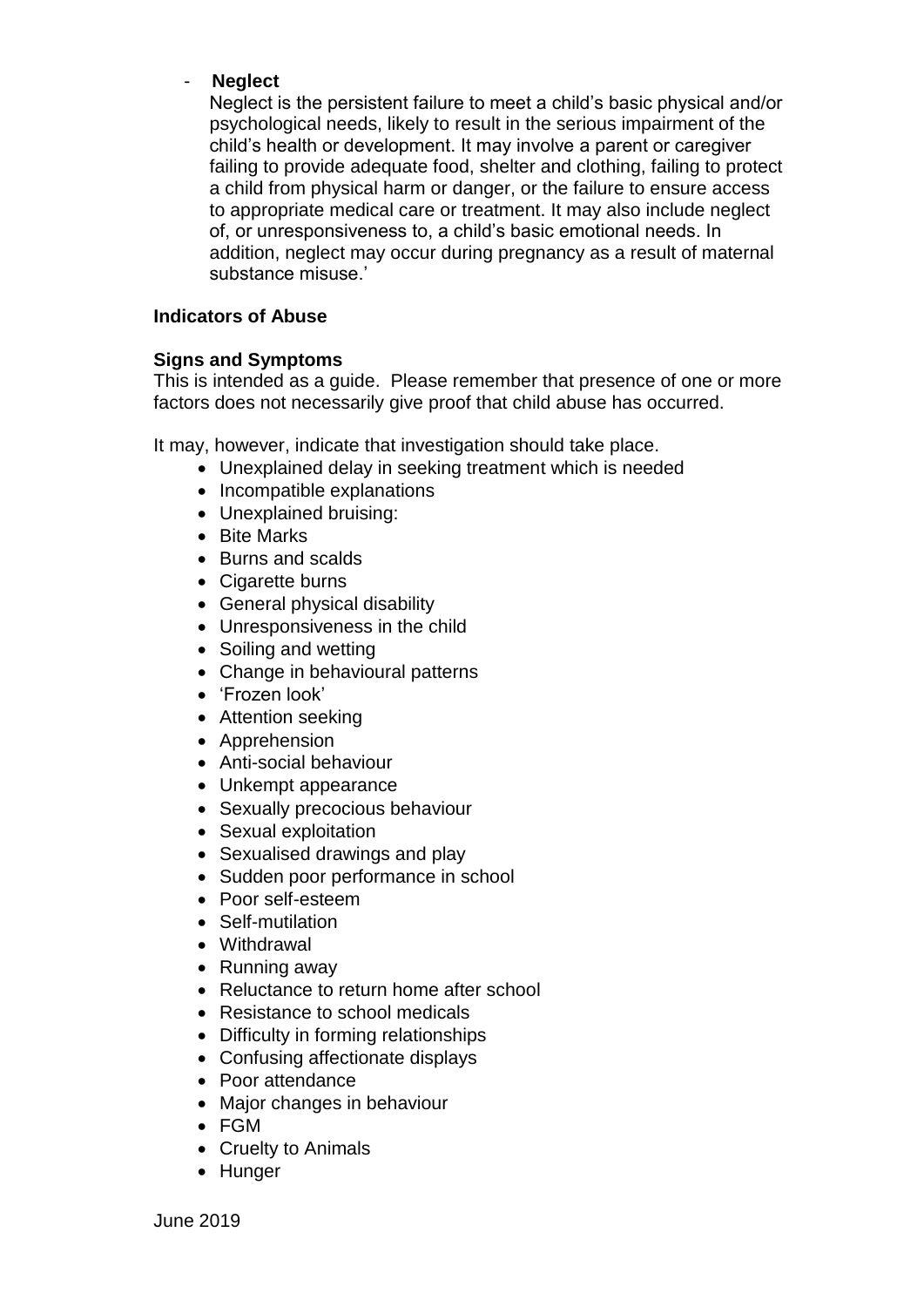- **Neglect**

  Neglect is the persistent failure to meet a child's basic physical and/or psychological needs, likely to result in the serious impairment of the child's health or development. It may involve a parent or caregiver failing to provide adequate food, shelter and clothing, failing to protect a child from physical harm or danger, or the failure to ensure access to appropriate medical care or treatment. It may also include neglect of, or unresponsiveness to, a child's basic emotional needs. In addition, neglect may occur during pregnancy as a result of maternal substance misuse.'

**Indicators of Abuse**

**Signs and Symptoms**

This is intended as a guide. Please remember that presence of one or more factors does not necessarily give proof that child abuse has occurred.

It may, however, indicate that investigation should take place.

- Unexplained delay in seeking treatment which is needed
- Incompatible explanations
- Unexplained bruising:
- Bite Marks
- Burns and scalds
- Cigarette burns
- General physical disability
- Unresponsiveness in the child
- Soiling and wetting
- Change in behavioural patterns
- 'Frozen look'
- Attention seeking
- Apprehension
- Anti-social behaviour
- Unkempt appearance
- Sexually precocious behaviour
- Sexual exploitation
- Sexualised drawings and play
- Sudden poor performance in school
- Poor self-esteem
- Self-mutilation
- Withdrawal
- Running away
- Reluctance to return home after school
- Resistance to school medicals
- Difficulty in forming relationships
- Confusing affectionate displays
- Poor attendance
- Major changes in behaviour
- FGM
- Cruelty to Animals
- Hunger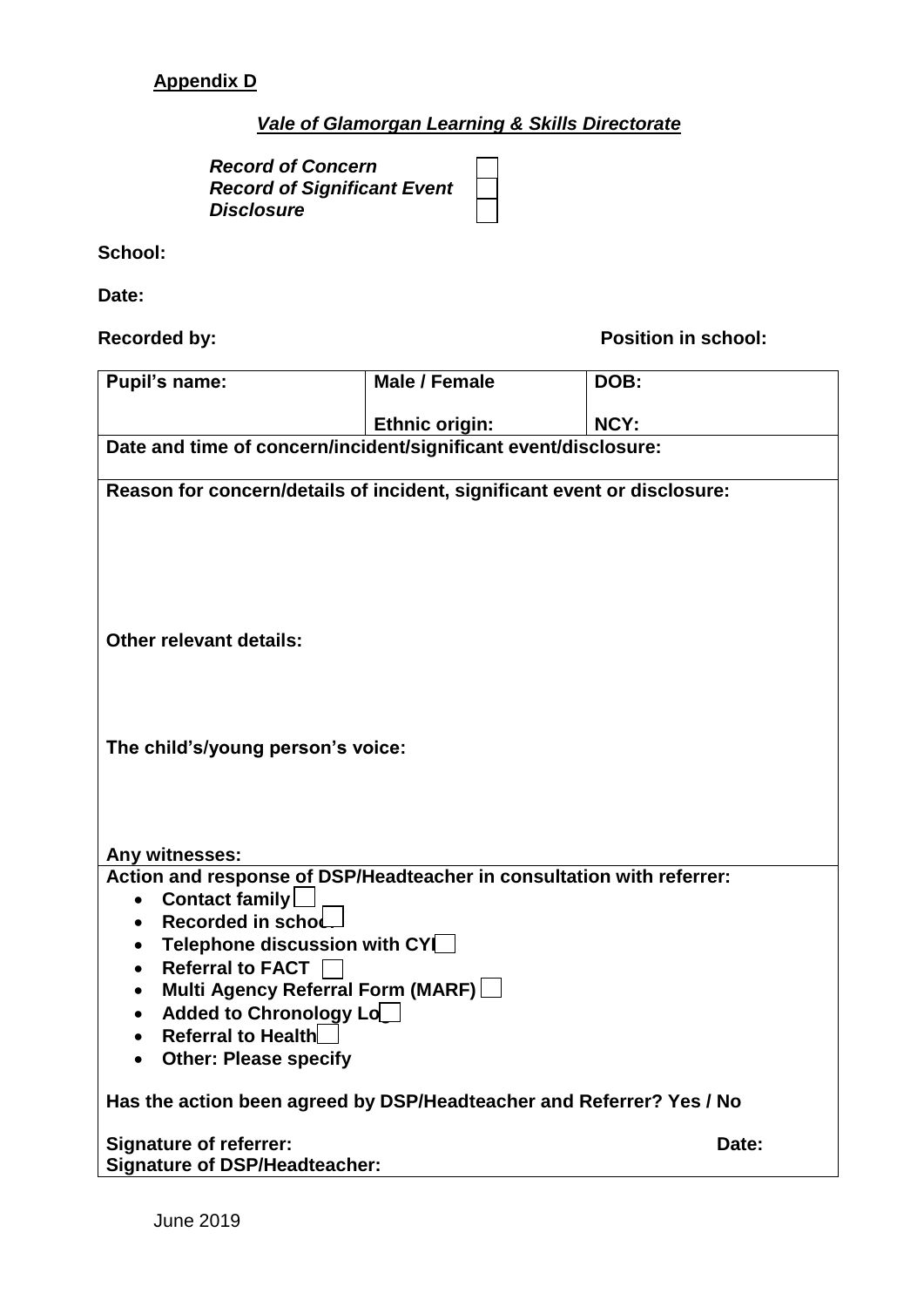**Appendix D**

***Vale of Glamorgan Learning & Skills Directorate***

***Record of Concern*** ☐
***Record of Significant Event*** ☐
***Disclosure*** ☐

**School:**

**Date:**

**Recorded by:** **Position in school:**

| **Pupil's name:** | **Male / Female**<br><br>**Ethnic origin:** | **DOB:**<br><br>**NCY:** |
|---|---|---|
| **Date and time of concern/incident/significant event/disclosure:** | | |
| **Reason for concern/details of incident, significant event or disclosure:**<br><br><br><br>**Other relevant details:**<br><br><br>**The child's/young person's voice:**<br><br><br>**Any witnesses:** | | |
| **Action and response of DSP/Headteacher in consultation with referrer:**<br>• **Contact family** ☐<br>• **Recorded in school** ☐<br>• **Telephone discussion with CYP** ☐<br>• **Referral to FACT** ☐<br>• **Multi Agency Referral Form (MARF)** ☐<br>• **Added to Chronology Log** ☐<br>• **Referral to Health** ☐<br>• **Other: Please specify**<br><br>**Has the action been agreed by DSP/Headteacher and Referrer? Yes / No**<br><br>**Signature of referrer:** **Date:**<br>**Signature of DSP/Headteacher:** | | |

June 2019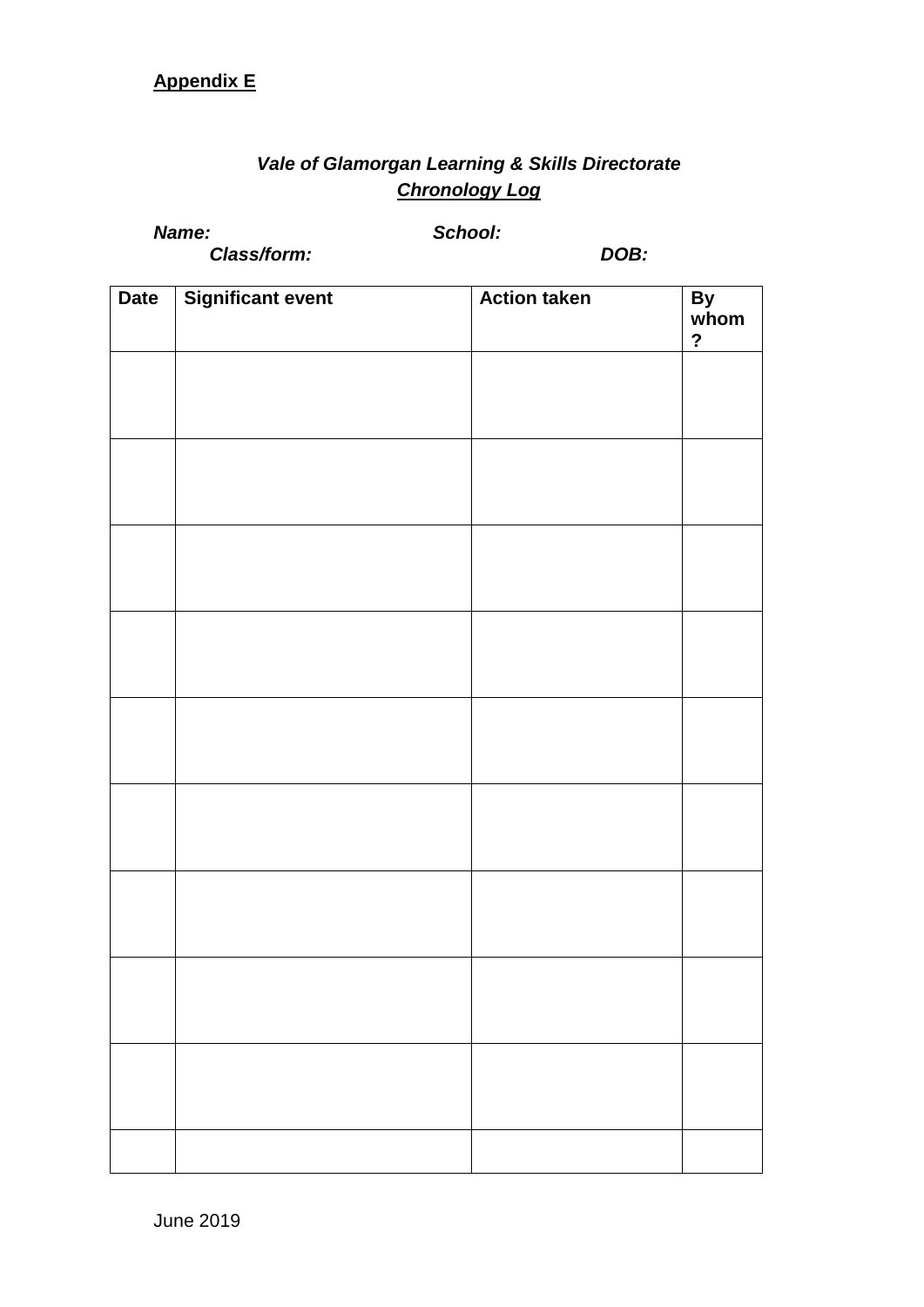**Appendix E**

***Vale of Glamorgan Learning & Skills Directorate***

***Chronology Log***

***Name:*** ***School:***

***Class/form:*** ***DOB:***

| Date | Significant event | Action taken | By whom? |
|---|---|---|---|
| | | | |
| | | | |
| | | | |
| | | | |
| | | | |
| | | | |
| | | | |
| | | | |
| | | | |
| | | | |

June 2019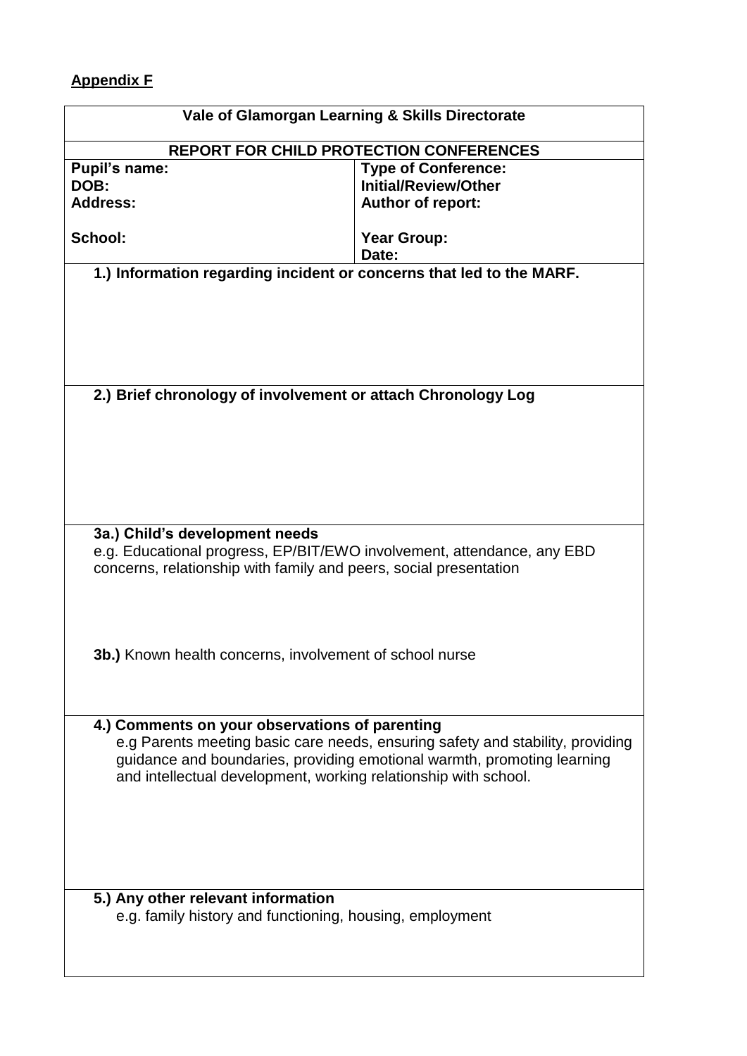**Appendix F**

| Vale of Glamorgan Learning & Skills Directorate | |
|---|---|
| **REPORT FOR CHILD PROTECTION CONFERENCES** | |
| **Pupil's name:**<br>**DOB:**<br>**Address:**<br><br>**School:** | **Type of Conference:**<br>**Initial/Review/Other**<br>**Author of report:**<br><br>**Year Group:**<br>**Date:** |

**1.) Information regarding incident or concerns that led to the MARF.**

**2.) Brief chronology of involvement or attach Chronology Log**

**3a.) Child's development needs**

e.g. Educational progress, EP/BIT/EWO involvement, attendance, any EBD concerns, relationship with family and peers, social presentation

**3b.)** Known health concerns, involvement of school nurse

**4.) Comments on your observations of parenting**

e.g Parents meeting basic care needs, ensuring safety and stability, providing guidance and boundaries, providing emotional warmth, promoting learning and intellectual development, working relationship with school.

**5.) Any other relevant information**

e.g. family history and functioning, housing, employment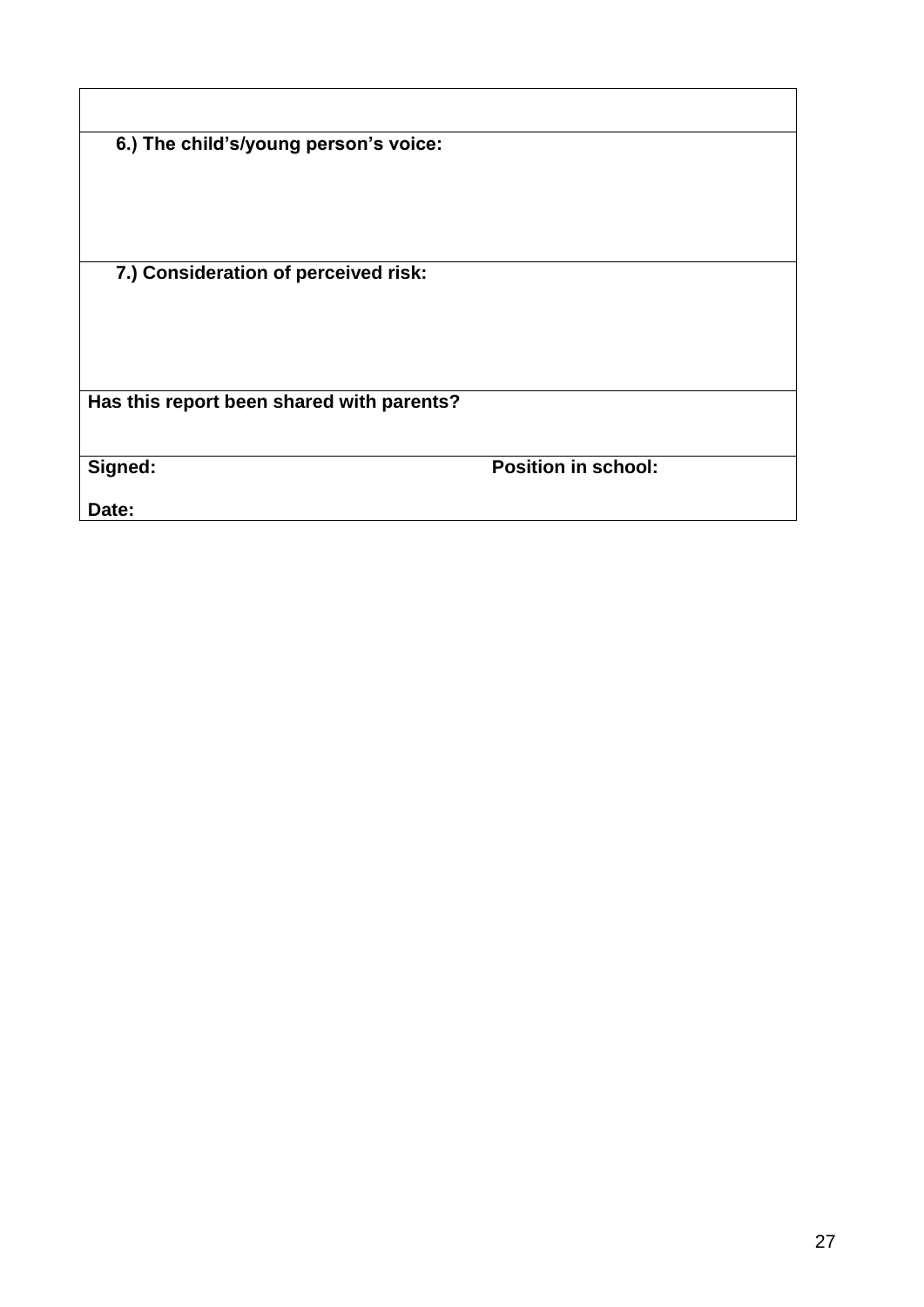| |
|---|
| **6.) The child's/young person's voice:** |
| **7.) Consideration of perceived risk:** |
| **Has this report been shared with parents?** |
| **Signed:** **Position in school:**<br><br>**Date:** |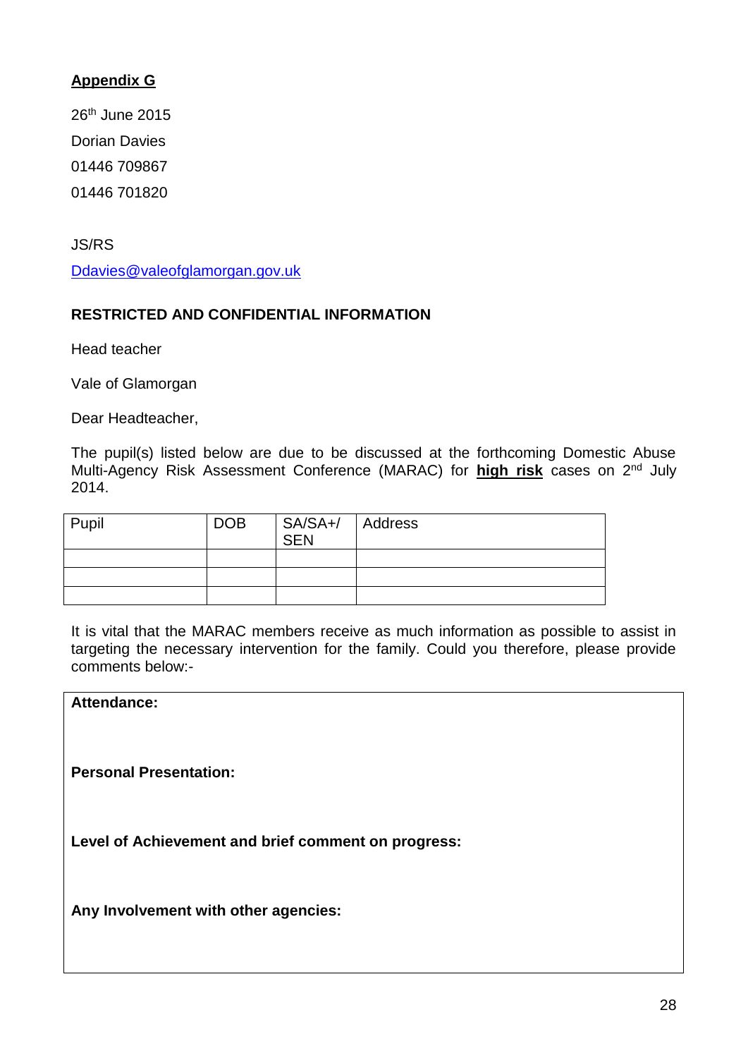## Appendix G

26th June 2015

Dorian Davies

01446 709867

01446 701820

JS/RS

Ddavies@valeofglamorgan.gov.uk

**RESTRICTED AND CONFIDENTIAL INFORMATION**

Head teacher

Vale of Glamorgan

Dear Headteacher,

The pupil(s) listed below are due to be discussed at the forthcoming Domestic Abuse Multi-Agency Risk Assessment Conference (MARAC) for **high risk** cases on 2nd July 2014.

| Pupil | DOB | SA/SA+/ SEN | Address |
|---|---|---|---|
| | | | |
| | | | |
| | | | |

It is vital that the MARAC members receive as much information as possible to assist in targeting the necessary intervention for the family. Could you therefore, please provide comments below:-

**Attendance:**

**Personal Presentation:**

**Level of Achievement and brief comment on progress:**

**Any Involvement with other agencies:**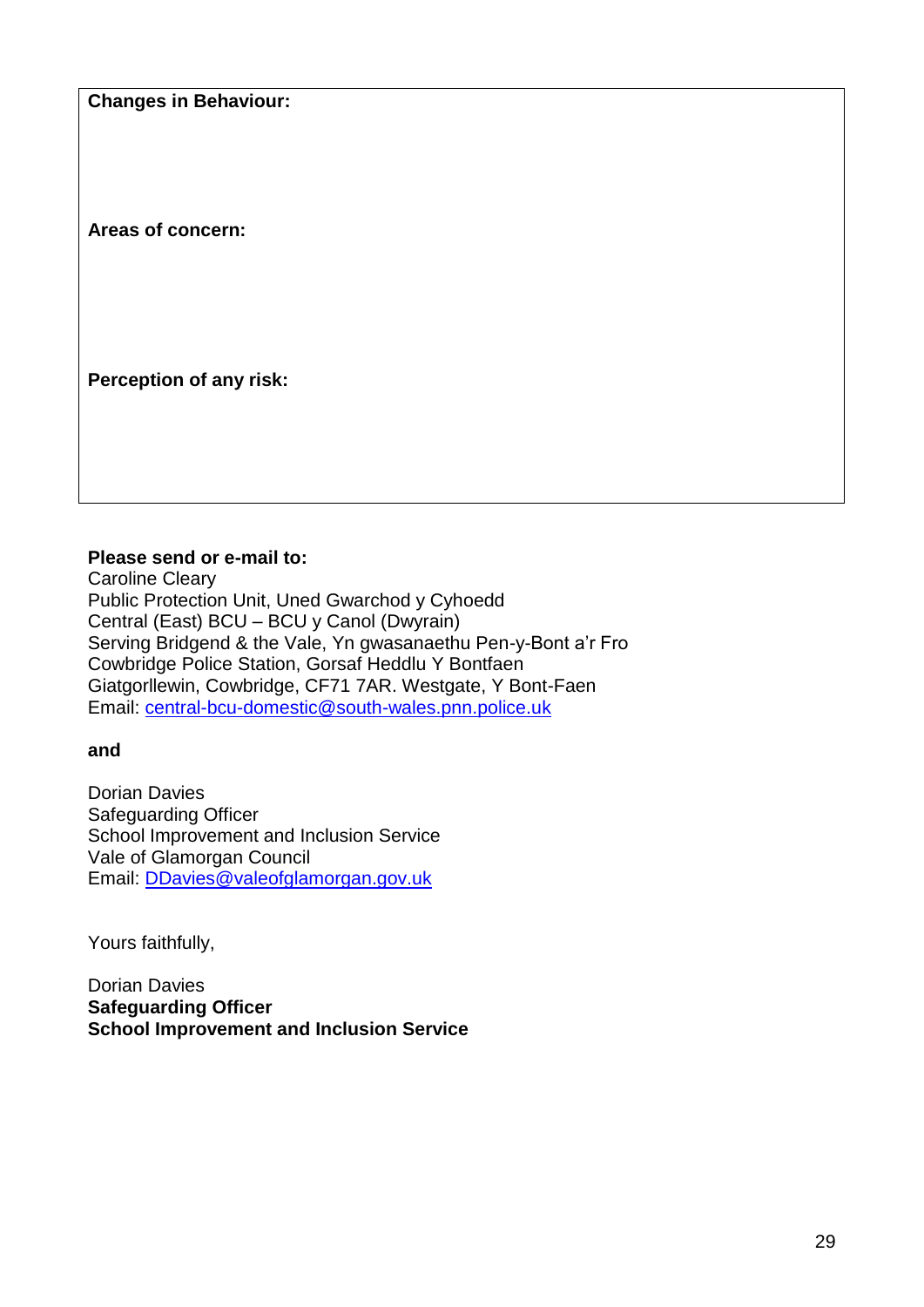| **Changes in Behaviour:**<br><br><br><br>**Areas of concern:**<br><br><br><br>**Perception of any risk:**<br><br><br> |
|---|

**Please send or e-mail to:**
Caroline Cleary
Public Protection Unit, Uned Gwarchod y Cyhoedd
Central (East) BCU – BCU y Canol (Dwyrain)
Serving Bridgend & the Vale, Yn gwasanaethu Pen-y-Bont a'r Fro
Cowbridge Police Station, Gorsaf Heddlu Y Bontfaen
Giatgorllewin, Cowbridge, CF71 7AR. Westgate, Y Bont-Faen
Email: central-bcu-domestic@south-wales.pnn.police.uk

**and**

Dorian Davies
Safeguarding Officer
School Improvement and Inclusion Service
Vale of Glamorgan Council
Email: DDavies@valeofglamorgan.gov.uk

Yours faithfully,

Dorian Davies
**Safeguarding Officer**
**School Improvement and Inclusion Service**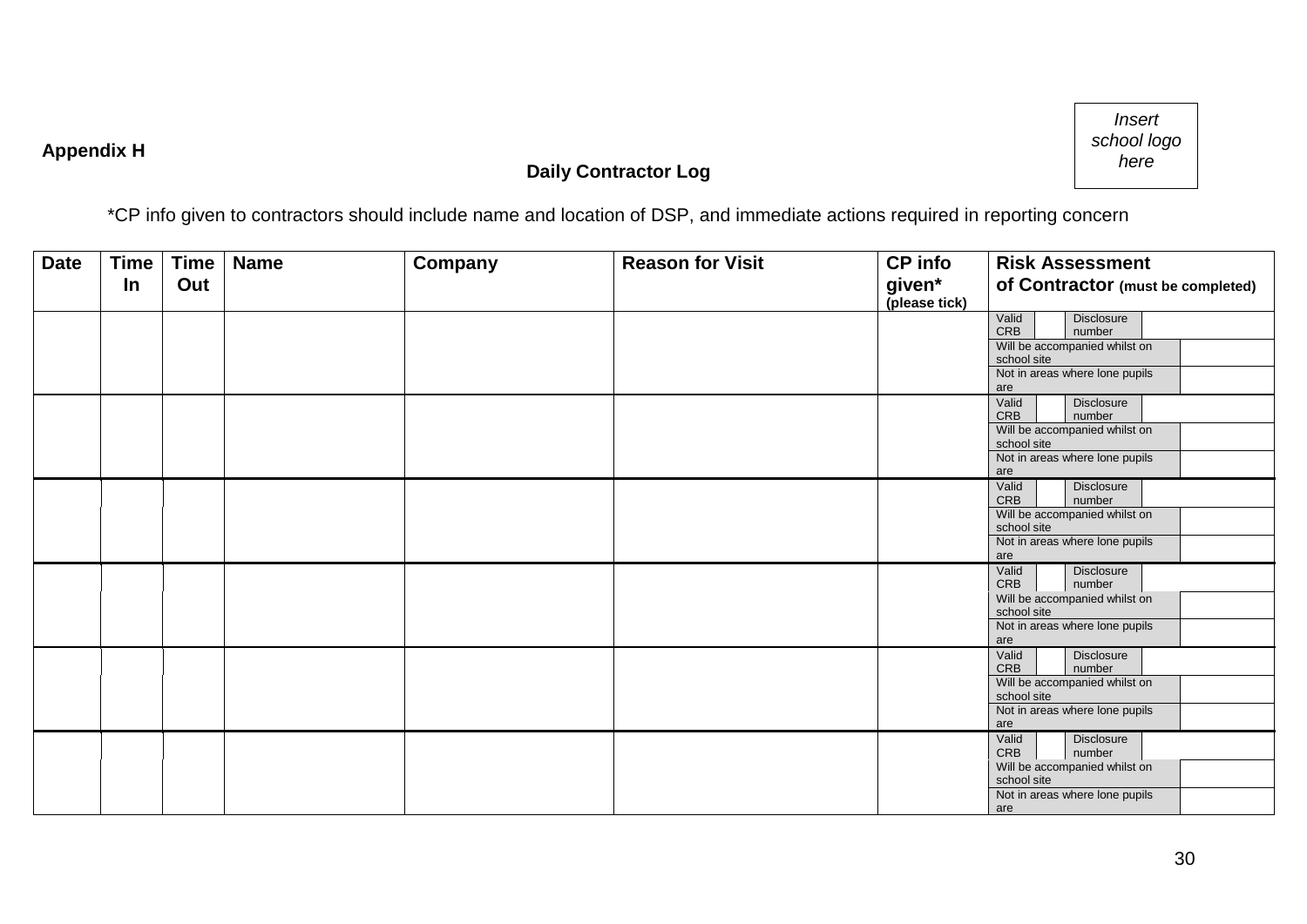**Appendix H**

Insert school logo here

**Daily Contractor Log**

*CP info given to contractors should include name and location of DSP, and immediate actions required in reporting concern

| Date | Time In | Time Out | Name | Company | Reason for Visit | CP info given* (please tick) | Risk Assessment of Contractor (must be completed) |
|---|---|---|---|---|---|---|---|
| | | | | | | | Valid CRB ☐ Disclosure number ____ <br> Will be accompanied whilst on school site ☐ <br> Not in areas where lone pupils are ☐ |
| | | | | | | | Valid CRB ☐ Disclosure number ____ <br> Will be accompanied whilst on school site ☐ <br> Not in areas where lone pupils are ☐ |
| | | | | | | | Valid CRB ☐ Disclosure number ____ <br> Will be accompanied whilst on school site ☐ <br> Not in areas where lone pupils are ☐ |
| | | | | | | | Valid CRB ☐ Disclosure number ____ <br> Will be accompanied whilst on school site ☐ <br> Not in areas where lone pupils are ☐ |
| | | | | | | | Valid CRB ☐ Disclosure number ____ <br> Will be accompanied whilst on school site ☐ <br> Not in areas where lone pupils are ☐ |
| | | | | | | | Valid CRB ☐ Disclosure number ____ <br> Will be accompanied whilst on school site ☐ <br> Not in areas where lone pupils are ☐ |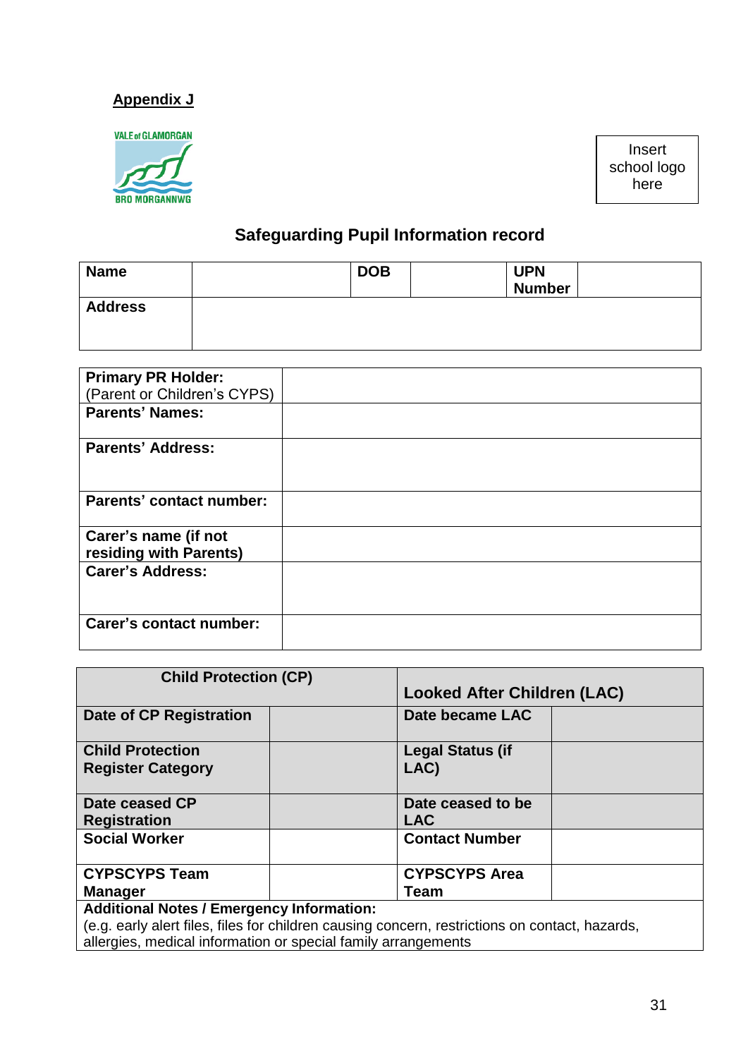**Appendix J**

VALE of GLAMORGAN
BRO MORGANNWG

Insert school logo here

## Safeguarding Pupil Information record

| **Name** | | **DOB** | | **UPN Number** | |
|---|---|---|---|---|---|
| **Address** | | | | | |

| | |
|---|---|
| **Primary PR Holder:** (Parent or Children's CYPS) | |
| **Parents' Names:** | |
| **Parents' Address:** | |
| **Parents' contact number:** | |
| **Carer's name (if not residing with Parents)** | |
| **Carer's Address:** | |
| **Carer's contact number:** | |

| **Child Protection (CP)** | | **Looked After Children (LAC)** | |
|---|---|---|---|
| **Date of CP Registration** | | **Date became LAC** | |
| **Child Protection Register Category** | | **Legal Status (if LAC)** | |
| **Date ceased CP Registration** | | **Date ceased to be LAC** | |
| **Social Worker** | | **Contact Number** | |
| **CYPSCYPS Team Manager** | | **CYPSCYPS Area Team** | |
| **Additional Notes / Emergency Information:** (e.g. early alert files, files for children causing concern, restrictions on contact, hazards, allergies, medical information or special family arrangements | | | |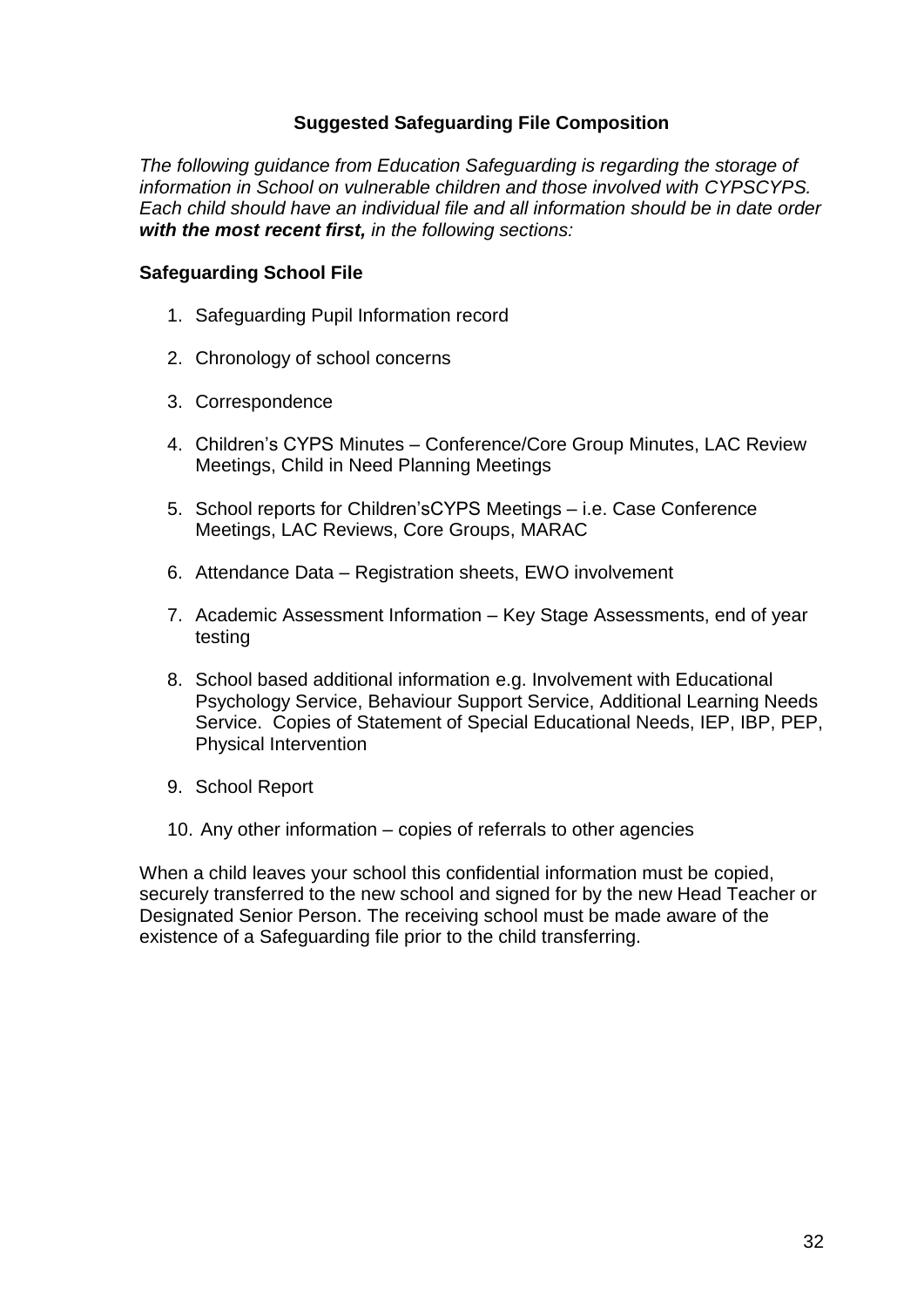**Suggested Safeguarding File Composition**

*The following guidance from Education Safeguarding is regarding the storage of information in School on vulnerable children and those involved with CYPSCYPS. Each child should have an individual file and all information should be in date order* ***with the most recent first,*** *in the following sections:*

**Safeguarding School File**

1. Safeguarding Pupil Information record
2. Chronology of school concerns
3. Correspondence
4. Children's CYPS Minutes – Conference/Core Group Minutes, LAC Review Meetings, Child in Need Planning Meetings
5. School reports for Children'sCYPS Meetings – i.e. Case Conference Meetings, LAC Reviews, Core Groups, MARAC
6. Attendance Data – Registration sheets, EWO involvement
7. Academic Assessment Information – Key Stage Assessments, end of year testing
8. School based additional information e.g. Involvement with Educational Psychology Service, Behaviour Support Service, Additional Learning Needs Service. Copies of Statement of Special Educational Needs, IEP, IBP, PEP, Physical Intervention
9. School Report
10. Any other information – copies of referrals to other agencies

When a child leaves your school this confidential information must be copied, securely transferred to the new school and signed for by the new Head Teacher or Designated Senior Person. The receiving school must be made aware of the existence of a Safeguarding file prior to the child transferring.